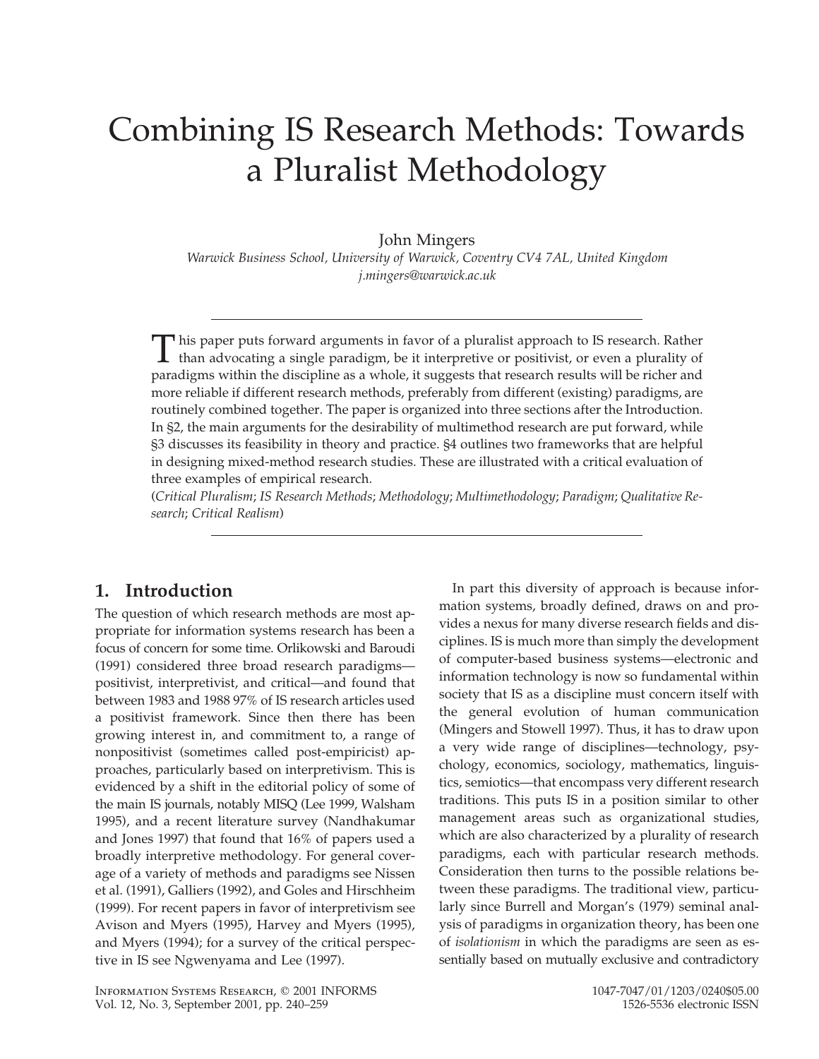# Combining IS Research Methods: Towards a Pluralist Methodology

John Mingers

*Warwick Business School, University of Warwick, Coventry CV4 7AL, United Kingdom*
*j.mingers@warwick.ac.uk*

This paper puts forward arguments in favor of a pluralist approach to IS research. Rather than advocating a single paradigm, be it interpretive or positivist, or even a plurality of paradigms within the discipline as a whole, it suggests that research results will be richer and more reliable if different research methods, preferably from different (existing) paradigms, are routinely combined together. The paper is organized into three sections after the Introduction. In §2, the main arguments for the desirability of multimethod research are put forward, while §3 discusses its feasibility in theory and practice. §4 outlines two frameworks that are helpful in designing mixed-method research studies. These are illustrated with a critical evaluation of three examples of empirical research.

(*Critical Pluralism*; *IS Research Methods*; *Methodology*; *Multimethodology*; *Paradigm*; *Qualitative Research*; *Critical Realism*)

## 1. Introduction

The question of which research methods are most appropriate for information systems research has been a focus of concern for some time. Orlikowski and Baroudi (1991) considered three broad research paradigms—positivist, interpretivist, and critical—and found that between 1983 and 1988 97% of IS research articles used a positivist framework. Since then there has been growing interest in, and commitment to, a range of nonpositivist (sometimes called post-empiricist) approaches, particularly based on interpretivism. This is evidenced by a shift in the editorial policy of some of the main IS journals, notably MISQ (Lee 1999, Walsham 1995), and a recent literature survey (Nandhakumar and Jones 1997) that found that 16% of papers used a broadly interpretive methodology. For general coverage of a variety of methods and paradigms see Nissen et al. (1991), Galliers (1992), and Goles and Hirschheim (1999). For recent papers in favor of interpretivism see Avison and Myers (1995), Harvey and Myers (1995), and Myers (1994); for a survey of the critical perspective in IS see Ngwenyama and Lee (1997).

In part this diversity of approach is because information systems, broadly defined, draws on and provides a nexus for many diverse research fields and disciplines. IS is much more than simply the development of computer-based business systems—electronic and information technology is now so fundamental within society that IS as a discipline must concern itself with the general evolution of human communication (Mingers and Stowell 1997). Thus, it has to draw upon a very wide range of disciplines—technology, psychology, economics, sociology, mathematics, linguistics, semiotics—that encompass very different research traditions. This puts IS in a position similar to other management areas such as organizational studies, which are also characterized by a plurality of research paradigms, each with particular research methods. Consideration then turns to the possible relations between these paradigms. The traditional view, particularly since Burrell and Morgan's (1979) seminal analysis of paradigms in organization theory, has been one of *isolationism* in which the paradigms are seen as essentially based on mutually exclusive and contradictory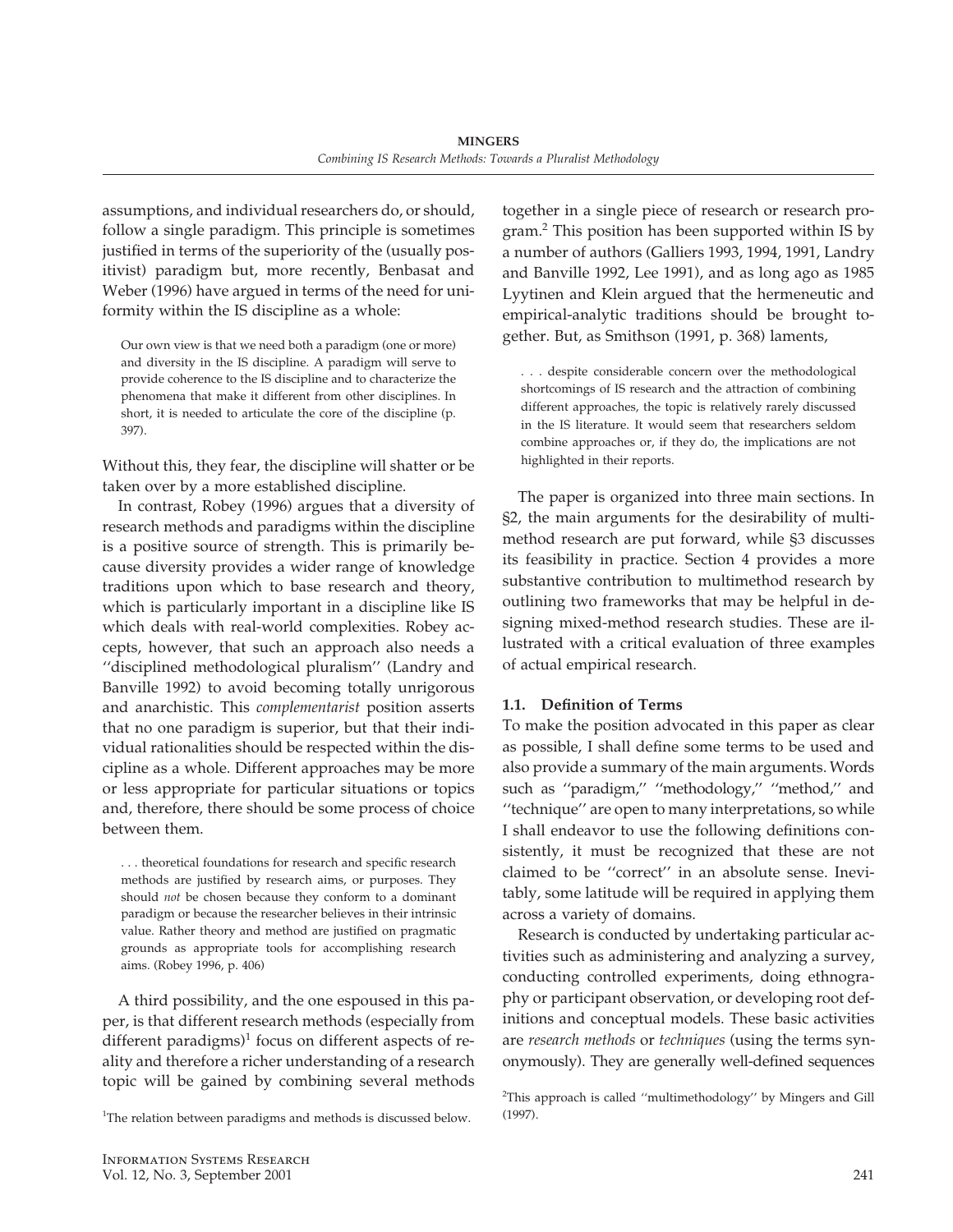assumptions, and individual researchers do, or should, follow a single paradigm. This principle is sometimes justified in terms of the superiority of the (usually positivist) paradigm but, more recently, Benbasat and Weber (1996) have argued in terms of the need for uniformity within the IS discipline as a whole:

> Our own view is that we need both a paradigm (one or more) and diversity in the IS discipline. A paradigm will serve to provide coherence to the IS discipline and to characterize the phenomena that make it different from other disciplines. In short, it is needed to articulate the core of the discipline (p. 397).

Without this, they fear, the discipline will shatter or be taken over by a more established discipline.

In contrast, Robey (1996) argues that a diversity of research methods and paradigms within the discipline is a positive source of strength. This is primarily because diversity provides a wider range of knowledge traditions upon which to base research and theory, which is particularly important in a discipline like IS which deals with real-world complexities. Robey accepts, however, that such an approach also needs a ''disciplined methodological pluralism'' (Landry and Banville 1992) to avoid becoming totally unrigorous and anarchistic. This *complementarist* position asserts that no one paradigm is superior, but that their individual rationalities should be respected within the discipline as a whole. Different approaches may be more or less appropriate for particular situations or topics and, therefore, there should be some process of choice between them.

> . . . theoretical foundations for research and specific research methods are justified by research aims, or purposes. They should *not* be chosen because they conform to a dominant paradigm or because the researcher believes in their intrinsic value. Rather theory and method are justified on pragmatic grounds as appropriate tools for accomplishing research aims. (Robey 1996, p. 406)

A third possibility, and the one espoused in this paper, is that different research methods (especially from different paradigms)[1] focus on different aspects of reality and therefore a richer understanding of a research topic will be gained by combining several methods together in a single piece of research or research program.[2] This position has been supported within IS by a number of authors (Galliers 1993, 1994, 1991, Landry and Banville 1992, Lee 1991), and as long ago as 1985 Lyytinen and Klein argued that the hermeneutic and empirical-analytic traditions should be brought together. But, as Smithson (1991, p. 368) laments,

> . . . despite considerable concern over the methodological shortcomings of IS research and the attraction of combining different approaches, the topic is relatively rarely discussed in the IS literature. It would seem that researchers seldom combine approaches or, if they do, the implications are not highlighted in their reports.

The paper is organized into three main sections. In §2, the main arguments for the desirability of multimethod research are put forward, while §3 discusses its feasibility in practice. Section 4 provides a more substantive contribution to multimethod research by outlining two frameworks that may be helpful in designing mixed-method research studies. These are illustrated with a critical evaluation of three examples of actual empirical research.

### 1.1. Definition of Terms

To make the position advocated in this paper as clear as possible, I shall define some terms to be used and also provide a summary of the main arguments. Words such as ''paradigm,'' ''methodology,'' ''method,'' and ''technique'' are open to many interpretations, so while I shall endeavor to use the following definitions consistently, it must be recognized that these are not claimed to be ''correct'' in an absolute sense. Inevitably, some latitude will be required in applying them across a variety of domains.

Research is conducted by undertaking particular activities such as administering and analyzing a survey, conducting controlled experiments, doing ethnography or participant observation, or developing root definitions and conceptual models. These basic activities are *research methods* or *techniques* (using the terms synonymously). They are generally well-defined sequences

[1] The relation between paradigms and methods is discussed below.

[2] This approach is called ''multimethodology'' by Mingers and Gill (1997).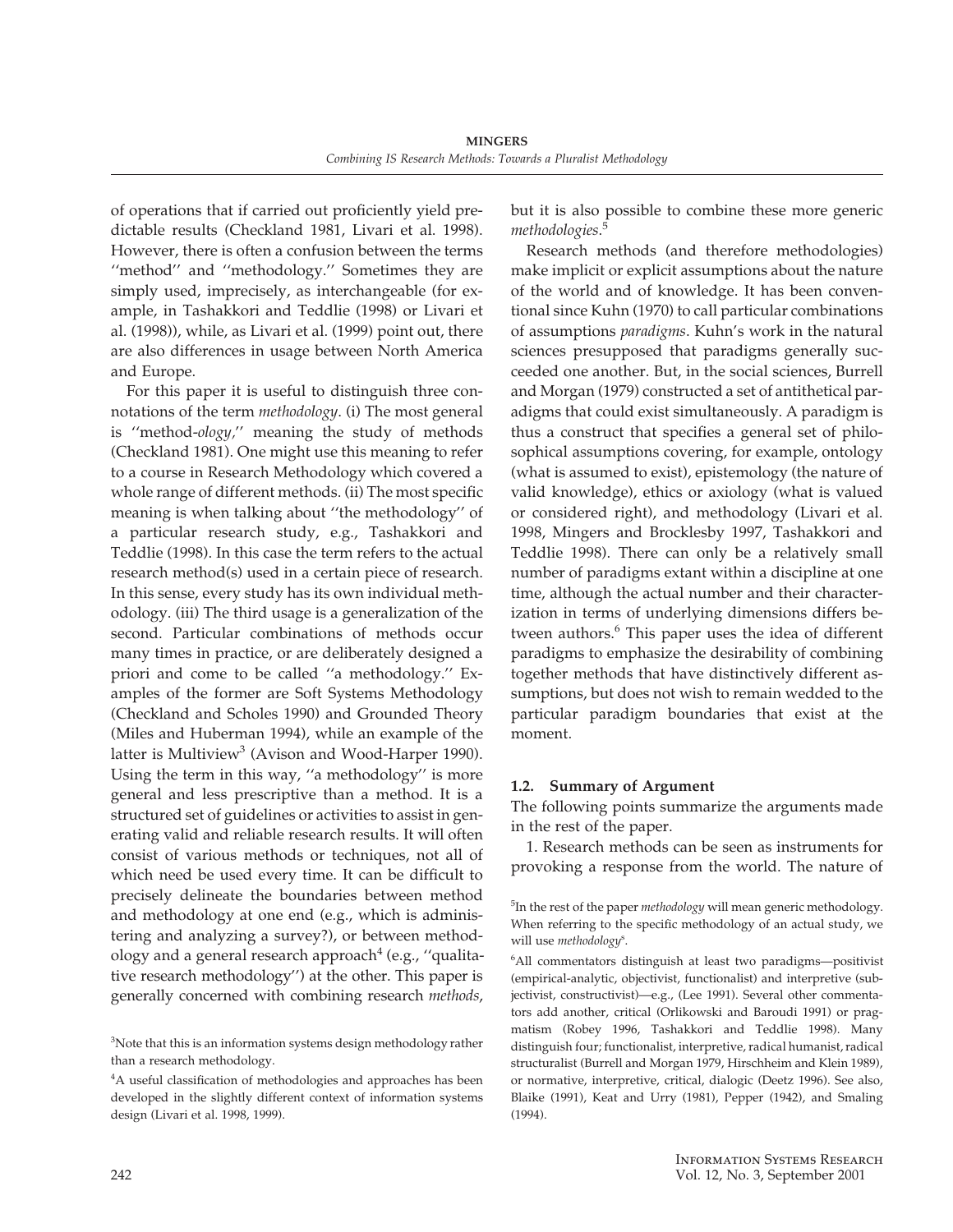of operations that if carried out proficiently yield predictable results (Checkland 1981, Livari et al. 1998). However, there is often a confusion between the terms ''method'' and ''methodology.'' Sometimes they are simply used, imprecisely, as interchangeable (for example, in Tashakkori and Teddlie (1998) or Livari et al. (1998)), while, as Livari et al. (1999) point out, there are also differences in usage between North America and Europe.

For this paper it is useful to distinguish three connotations of the term *methodology*. (i) The most general is ''method-*ology*,'' meaning the study of methods (Checkland 1981). One might use this meaning to refer to a course in Research Methodology which covered a whole range of different methods. (ii) The most specific meaning is when talking about ''the methodology'' of a particular research study, e.g., Tashakkori and Teddlie (1998). In this case the term refers to the actual research method(s) used in a certain piece of research. In this sense, every study has its own individual methodology. (iii) The third usage is a generalization of the second. Particular combinations of methods occur many times in practice, or are deliberately designed a priori and come to be called ''a methodology.'' Examples of the former are Soft Systems Methodology (Checkland and Scholes 1990) and Grounded Theory (Miles and Huberman 1994), while an example of the latter is Multiview[3] (Avison and Wood-Harper 1990). Using the term in this way, ''a methodology'' is more general and less prescriptive than a method. It is a structured set of guidelines or activities to assist in generating valid and reliable research results. It will often consist of various methods or techniques, not all of which need be used every time. It can be difficult to precisely delineate the boundaries between method and methodology at one end (e.g., which is administering and analyzing a survey?), or between methodology and a general research approach[4] (e.g., ''qualitative research methodology'') at the other. This paper is generally concerned with combining research *methods*, but it is also possible to combine these more generic *methodologies*.[5]

Research methods (and therefore methodologies) make implicit or explicit assumptions about the nature of the world and of knowledge. It has been conventional since Kuhn (1970) to call particular combinations of assumptions *paradigms*. Kuhn's work in the natural sciences presupposed that paradigms generally succeeded one another. But, in the social sciences, Burrell and Morgan (1979) constructed a set of antithetical paradigms that could exist simultaneously. A paradigm is thus a construct that specifies a general set of philosophical assumptions covering, for example, ontology (what is assumed to exist), epistemology (the nature of valid knowledge), ethics or axiology (what is valued or considered right), and methodology (Livari et al. 1998, Mingers and Brocklesby 1997, Tashakkori and Teddlie 1998). There can only be a relatively small number of paradigms extant within a discipline at one time, although the actual number and their characterization in terms of underlying dimensions differs between authors.[6] This paper uses the idea of different paradigms to emphasize the desirability of combining together methods that have distinctively different assumptions, but does not wish to remain wedded to the particular paradigm boundaries that exist at the moment.

### 1.2. Summary of Argument

The following points summarize the arguments made in the rest of the paper.

1. Research methods can be seen as instruments for provoking a response from the world. The nature of

---

[3] Note that this is an information systems design methodology rather than a research methodology.

[4] A useful classification of methodologies and approaches has been developed in the slightly different context of information systems design (Livari et al. 1998, 1999).

[5] In the rest of the paper *methodology* will mean generic methodology. When referring to the specific methodology of an actual study, we will use *methodology*[s].

[6] All commentators distinguish at least two paradigms—positivist (empirical-analytic, objectivist, functionalist) and interpretive (subjectivist, constructivist)—e.g., (Lee 1991). Several other commentators add another, critical (Orlikowski and Baroudi 1991) or pragmatism (Robey 1996, Tashakkori and Teddlie 1998). Many distinguish four; functionalist, interpretive, radical humanist, radical structuralist (Burrell and Morgan 1979, Hirschheim and Klein 1989), or normative, interpretive, critical, dialogic (Deetz 1996). See also, Blaike (1991), Keat and Urry (1981), Pepper (1942), and Smaling (1994).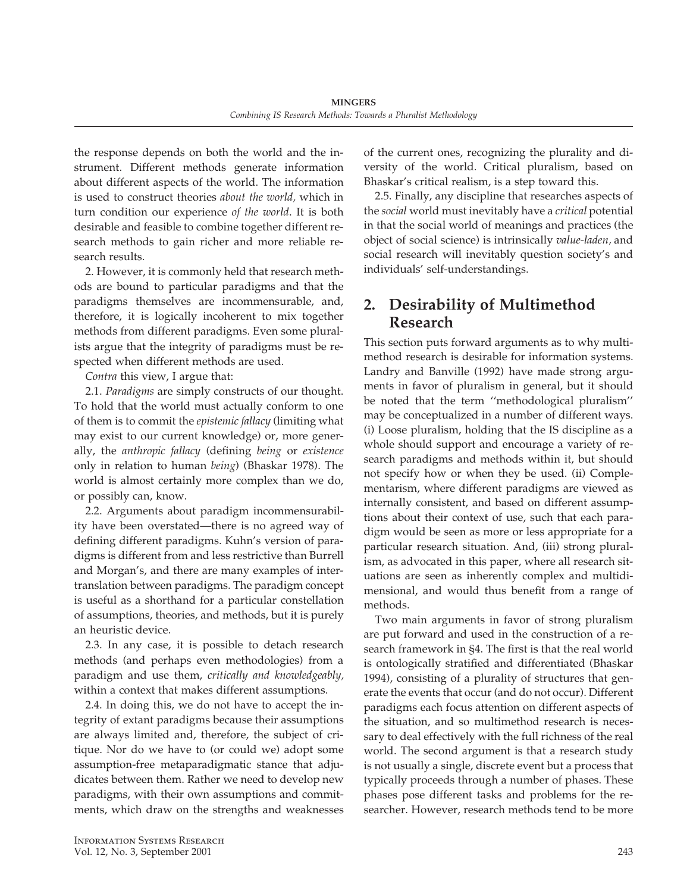the response depends on both the world and the instrument. Different methods generate information about different aspects of the world. The information is used to construct theories *about the world,* which in turn condition our experience *of the world*. It is both desirable and feasible to combine together different research methods to gain richer and more reliable research results.

2. However, it is commonly held that research methods are bound to particular paradigms and that the paradigms themselves are incommensurable, and, therefore, it is logically incoherent to mix together methods from different paradigms. Even some pluralists argue that the integrity of paradigms must be respected when different methods are used.

*Contra* this view, I argue that:

2.1. *Paradigms* are simply constructs of our thought. To hold that the world must actually conform to one of them is to commit the *epistemic fallacy* (limiting what may exist to our current knowledge) or, more generally, the *anthropic fallacy* (defining *being* or *existence* only in relation to human *being*) (Bhaskar 1978). The world is almost certainly more complex than we do, or possibly can, know.

2.2. Arguments about paradigm incommensurability have been overstated—there is no agreed way of defining different paradigms. Kuhn's version of paradigms is different from and less restrictive than Burrell and Morgan's, and there are many examples of intertranslation between paradigms. The paradigm concept is useful as a shorthand for a particular constellation of assumptions, theories, and methods, but it is purely an heuristic device.

2.3. In any case, it is possible to detach research methods (and perhaps even methodologies) from a paradigm and use them, *critically and knowledgeably,* within a context that makes different assumptions.

2.4. In doing this, we do not have to accept the integrity of extant paradigms because their assumptions are always limited and, therefore, the subject of critique. Nor do we have to (or could we) adopt some assumption-free metaparadigmatic stance that adjudicates between them. Rather we need to develop new paradigms, with their own assumptions and commitments, which draw on the strengths and weaknesses of the current ones, recognizing the plurality and diversity of the world. Critical pluralism, based on Bhaskar's critical realism, is a step toward this.

2.5. Finally, any discipline that researches aspects of the *social* world must inevitably have a *critical* potential in that the social world of meanings and practices (the object of social science) is intrinsically *value-laden,* and social research will inevitably question society's and individuals' self-understandings.

## 2. Desirability of Multimethod Research

This section puts forward arguments as to why multimethod research is desirable for information systems. Landry and Banville (1992) have made strong arguments in favor of pluralism in general, but it should be noted that the term ''methodological pluralism'' may be conceptualized in a number of different ways. (i) Loose pluralism, holding that the IS discipline as a whole should support and encourage a variety of research paradigms and methods within it, but should not specify how or when they be used. (ii) Complementarism, where different paradigms are viewed as internally consistent, and based on different assumptions about their context of use, such that each paradigm would be seen as more or less appropriate for a particular research situation. And, (iii) strong pluralism, as advocated in this paper, where all research situations are seen as inherently complex and multidimensional, and would thus benefit from a range of methods.

Two main arguments in favor of strong pluralism are put forward and used in the construction of a research framework in §4. The first is that the real world is ontologically stratified and differentiated (Bhaskar 1994), consisting of a plurality of structures that generate the events that occur (and do not occur). Different paradigms each focus attention on different aspects of the situation, and so multimethod research is necessary to deal effectively with the full richness of the real world. The second argument is that a research study is not usually a single, discrete event but a process that typically proceeds through a number of phases. These phases pose different tasks and problems for the researcher. However, research methods tend to be more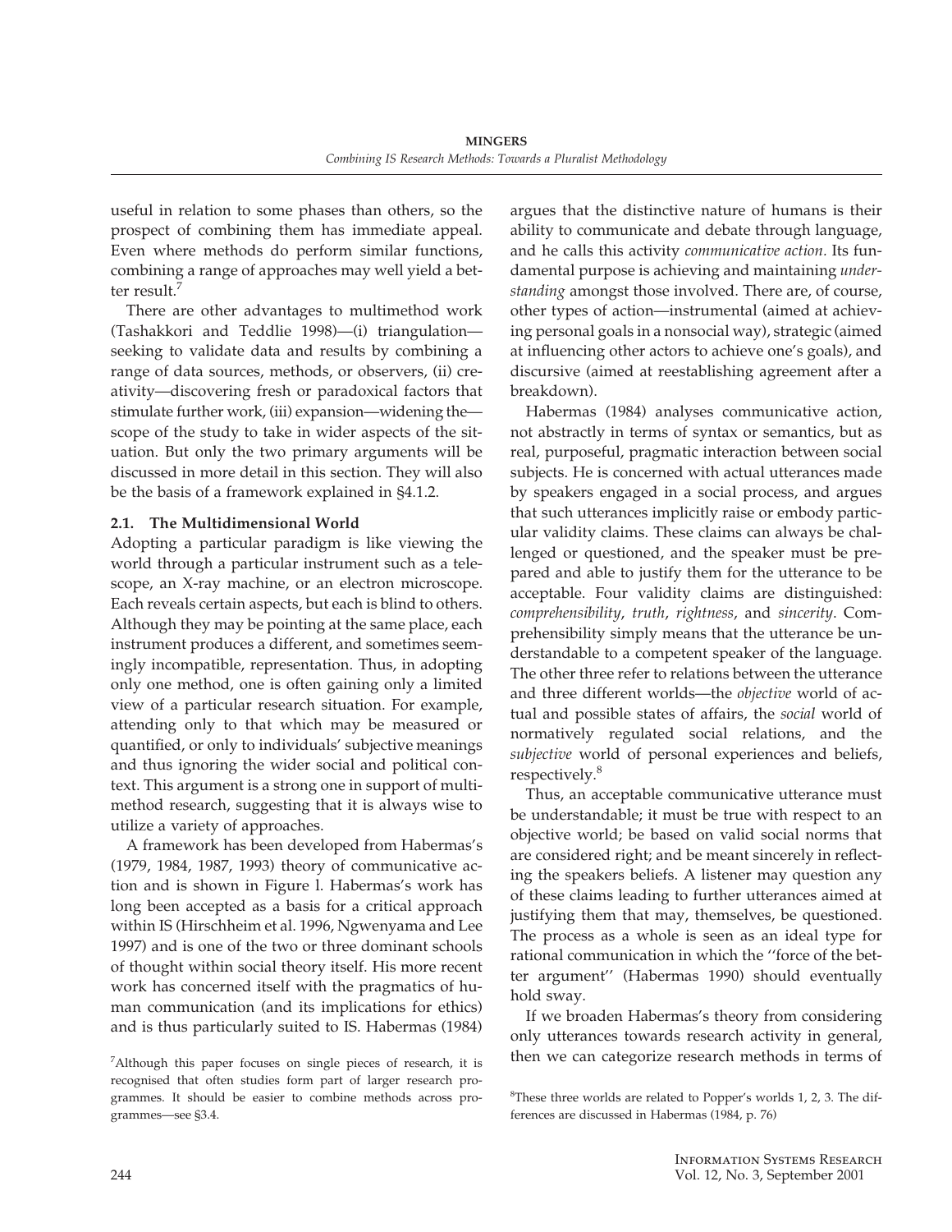useful in relation to some phases than others, so the prospect of combining them has immediate appeal. Even where methods do perform similar functions, combining a range of approaches may well yield a better result.[7]

There are other advantages to multimethod work (Tashakkori and Teddlie 1998)—(i) triangulation—seeking to validate data and results by combining a range of data sources, methods, or observers, (ii) creativity—discovering fresh or paradoxical factors that stimulate further work, (iii) expansion—widening the—scope of the study to take in wider aspects of the situation. But only the two primary arguments will be discussed in more detail in this section. They will also be the basis of a framework explained in §4.1.2.

### 2.1. The Multidimensional World

Adopting a particular paradigm is like viewing the world through a particular instrument such as a telescope, an X-ray machine, or an electron microscope. Each reveals certain aspects, but each is blind to others. Although they may be pointing at the same place, each instrument produces a different, and sometimes seemingly incompatible, representation. Thus, in adopting only one method, one is often gaining only a limited view of a particular research situation. For example, attending only to that which may be measured or quantified, or only to individuals' subjective meanings and thus ignoring the wider social and political context. This argument is a strong one in support of multimethod research, suggesting that it is always wise to utilize a variety of approaches.

A framework has been developed from Habermas's (1979, 1984, 1987, 1993) theory of communicative action and is shown in Figure l. Habermas's work has long been accepted as a basis for a critical approach within IS (Hirschheim et al. 1996, Ngwenyama and Lee 1997) and is one of the two or three dominant schools of thought within social theory itself. His more recent work has concerned itself with the pragmatics of human communication (and its implications for ethics) and is thus particularly suited to IS. Habermas (1984) argues that the distinctive nature of humans is their ability to communicate and debate through language, and he calls this activity *communicative action.* Its fundamental purpose is achieving and maintaining *understanding* amongst those involved. There are, of course, other types of action—instrumental (aimed at achieving personal goals in a nonsocial way), strategic (aimed at influencing other actors to achieve one's goals), and discursive (aimed at reestablishing agreement after a breakdown).

Habermas (1984) analyses communicative action, not abstractly in terms of syntax or semantics, but as real, purposeful, pragmatic interaction between social subjects. He is concerned with actual utterances made by speakers engaged in a social process, and argues that such utterances implicitly raise or embody particular validity claims. These claims can always be challenged or questioned, and the speaker must be prepared and able to justify them for the utterance to be acceptable. Four validity claims are distinguished: *comprehensibility*, *truth*, *rightness*, and *sincerity*. Comprehensibility simply means that the utterance be understandable to a competent speaker of the language. The other three refer to relations between the utterance and three different worlds—the *objective* world of actual and possible states of affairs, the *social* world of normatively regulated social relations, and the *subjective* world of personal experiences and beliefs, respectively.[8]

Thus, an acceptable communicative utterance must be understandable; it must be true with respect to an objective world; be based on valid social norms that are considered right; and be meant sincerely in reflecting the speakers beliefs. A listener may question any of these claims leading to further utterances aimed at justifying them that may, themselves, be questioned. The process as a whole is seen as an ideal type for rational communication in which the ''force of the better argument'' (Habermas 1990) should eventually hold sway.

If we broaden Habermas's theory from considering only utterances towards research activity in general, then we can categorize research methods in terms of

[7]Although this paper focuses on single pieces of research, it is recognised that often studies form part of larger research programmes. It should be easier to combine methods across programmes—see §3.4.

[8]These three worlds are related to Popper's worlds 1, 2, 3. The differences are discussed in Habermas (1984, p. 76)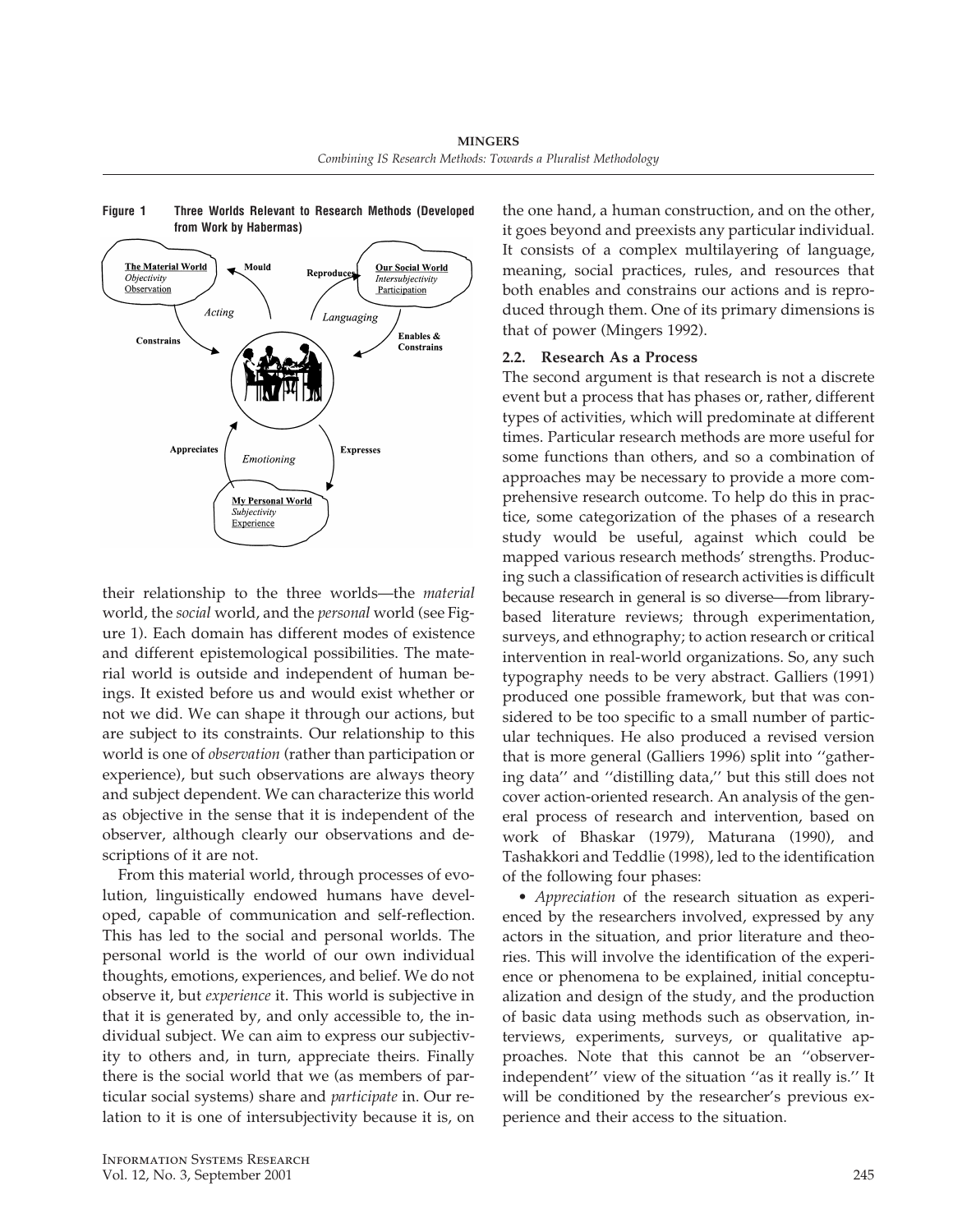Figure 1 Three Worlds Relevant to Research Methods (Developed from Work by Habermas)

their relationship to the three worlds—the *material* world, the *social* world, and the *personal* world (see Figure 1). Each domain has different modes of existence and different epistemological possibilities. The material world is outside and independent of human beings. It existed before us and would exist whether or not we did. We can shape it through our actions, but are subject to its constraints. Our relationship to this world is one of *observation* (rather than participation or experience), but such observations are always theory and subject dependent. We can characterize this world as objective in the sense that it is independent of the observer, although clearly our observations and descriptions of it are not.

From this material world, through processes of evolution, linguistically endowed humans have developed, capable of communication and self-reflection. This has led to the social and personal worlds. The personal world is the world of our own individual thoughts, emotions, experiences, and belief. We do not observe it, but *experience* it. This world is subjective in that it is generated by, and only accessible to, the individual subject. We can aim to express our subjectivity to others and, in turn, appreciate theirs. Finally there is the social world that we (as members of particular social systems) share and *participate* in. Our relation to it is one of intersubjectivity because it is, on the one hand, a human construction, and on the other, it goes beyond and preexists any particular individual. It consists of a complex multilayering of language, meaning, social practices, rules, and resources that both enables and constrains our actions and is reproduced through them. One of its primary dimensions is that of power (Mingers 1992).

### 2.2. Research As a Process

The second argument is that research is not a discrete event but a process that has phases or, rather, different types of activities, which will predominate at different times. Particular research methods are more useful for some functions than others, and so a combination of approaches may be necessary to provide a more comprehensive research outcome. To help do this in practice, some categorization of the phases of a research study would be useful, against which could be mapped various research methods' strengths. Producing such a classification of research activities is difficult because research in general is so diverse—from library-based literature reviews; through experimentation, surveys, and ethnography; to action research or critical intervention in real-world organizations. So, any such typography needs to be very abstract. Galliers (1991) produced one possible framework, but that was considered to be too specific to a small number of particular techniques. He also produced a revised version that is more general (Galliers 1996) split into ''gathering data'' and ''distilling data,'' but this still does not cover action-oriented research. An analysis of the general process of research and intervention, based on work of Bhaskar (1979), Maturana (1990), and Tashakkori and Teddlie (1998), led to the identification of the following four phases:

- *Appreciation* of the research situation as experienced by the researchers involved, expressed by any actors in the situation, and prior literature and theories. This will involve the identification of the experience or phenomena to be explained, initial conceptualization and design of the study, and the production of basic data using methods such as observation, interviews, experiments, surveys, or qualitative approaches. Note that this cannot be an ''observer-independent'' view of the situation ''as it really is.'' It will be conditioned by the researcher's previous experience and their access to the situation.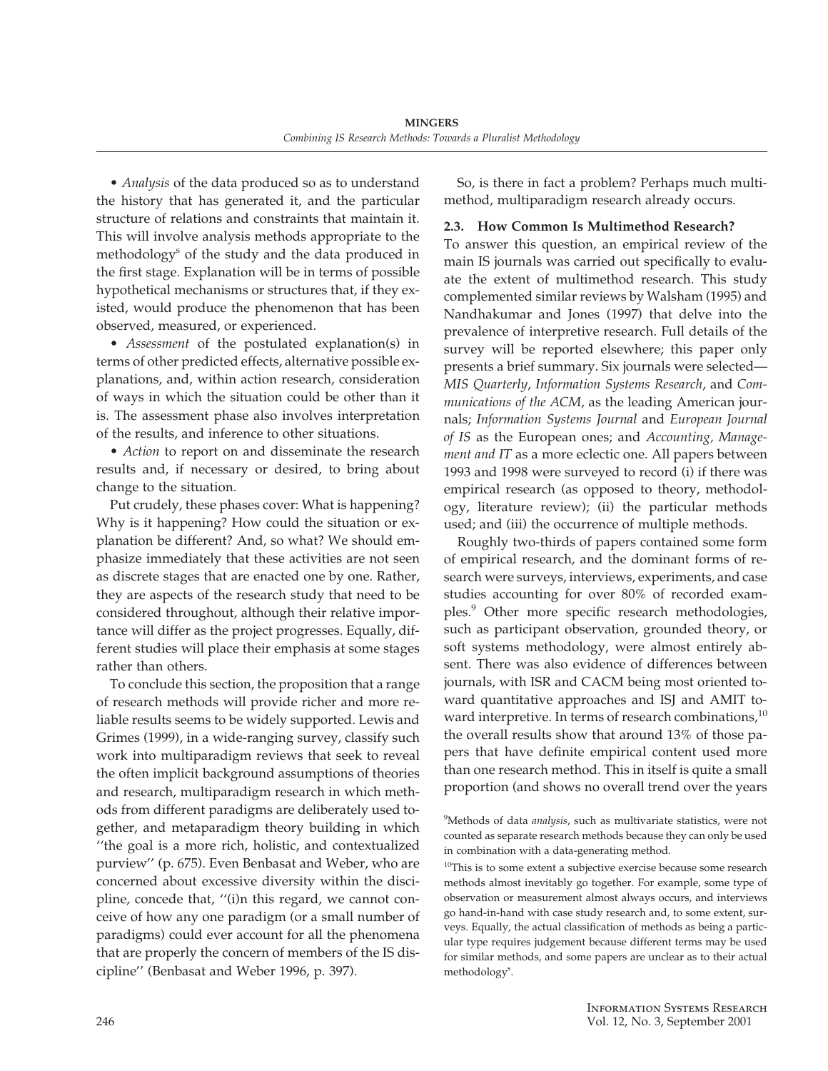• *Analysis* of the data produced so as to understand the history that has generated it, and the particular structure of relations and constraints that maintain it. This will involve analysis methods appropriate to the methodology[s] of the study and the data produced in the first stage. Explanation will be in terms of possible hypothetical mechanisms or structures that, if they existed, would produce the phenomenon that has been observed, measured, or experienced.

• *Assessment* of the postulated explanation(s) in terms of other predicted effects, alternative possible explanations, and, within action research, consideration of ways in which the situation could be other than it is. The assessment phase also involves interpretation of the results, and inference to other situations.

• *Action* to report on and disseminate the research results and, if necessary or desired, to bring about change to the situation.

Put crudely, these phases cover: What is happening? Why is it happening? How could the situation or explanation be different? And, so what? We should emphasize immediately that these activities are not seen as discrete stages that are enacted one by one. Rather, they are aspects of the research study that need to be considered throughout, although their relative importance will differ as the project progresses. Equally, different studies will place their emphasis at some stages rather than others.

To conclude this section, the proposition that a range of research methods will provide richer and more reliable results seems to be widely supported. Lewis and Grimes (1999), in a wide-ranging survey, classify such work into multiparadigm reviews that seek to reveal the often implicit background assumptions of theories and research, multiparadigm research in which methods from different paradigms are deliberately used together, and metaparadigm theory building in which "the goal is a more rich, holistic, and contextualized purview" (p. 675). Even Benbasat and Weber, who are concerned about excessive diversity within the discipline, concede that, "(i)n this regard, we cannot conceive of how any one paradigm (or a small number of paradigms) could ever account for all the phenomena that are properly the concern of members of the IS discipline" (Benbasat and Weber 1996, p. 397).

So, is there in fact a problem? Perhaps much multimethod, multiparadigm research already occurs.

### 2.3. How Common Is Multimethod Research?

To answer this question, an empirical review of the main IS journals was carried out specifically to evaluate the extent of multimethod research. This study complemented similar reviews by Walsham (1995) and Nandhakumar and Jones (1997) that delve into the prevalence of interpretive research. Full details of the survey will be reported elsewhere; this paper only presents a brief summary. Six journals were selected—*MIS Quarterly*, *Information Systems Research*, and *Communications of the ACM*, as the leading American journals; *Information Systems Journal* and *European Journal of IS* as the European ones; and *Accounting, Management and IT* as a more eclectic one. All papers between 1993 and 1998 were surveyed to record (i) if there was empirical research (as opposed to theory, methodology, literature review); (ii) the particular methods used; and (iii) the occurrence of multiple methods.

Roughly two-thirds of papers contained some form of empirical research, and the dominant forms of research were surveys, interviews, experiments, and case studies accounting for over 80% of recorded examples.[9] Other more specific research methodologies, such as participant observation, grounded theory, or soft systems methodology, were almost entirely absent. There was also evidence of differences between journals, with ISR and CACM being most oriented toward quantitative approaches and ISJ and AMIT toward interpretive. In terms of research combinations,[10] the overall results show that around 13% of those papers that have definite empirical content used more than one research method. This in itself is quite a small proportion (and shows no overall trend over the years

[9] Methods of data *analysis*, such as multivariate statistics, were not counted as separate research methods because they can only be used in combination with a data-generating method.

[10] This is to some extent a subjective exercise because some research methods almost inevitably go together. For example, some type of observation or measurement almost always occurs, and interviews go hand-in-hand with case study research and, to some extent, surveys. Equally, the actual classification of methods as being a particular type requires judgement because different terms may be used for similar methods, and some papers are unclear as to their actual methodology[s].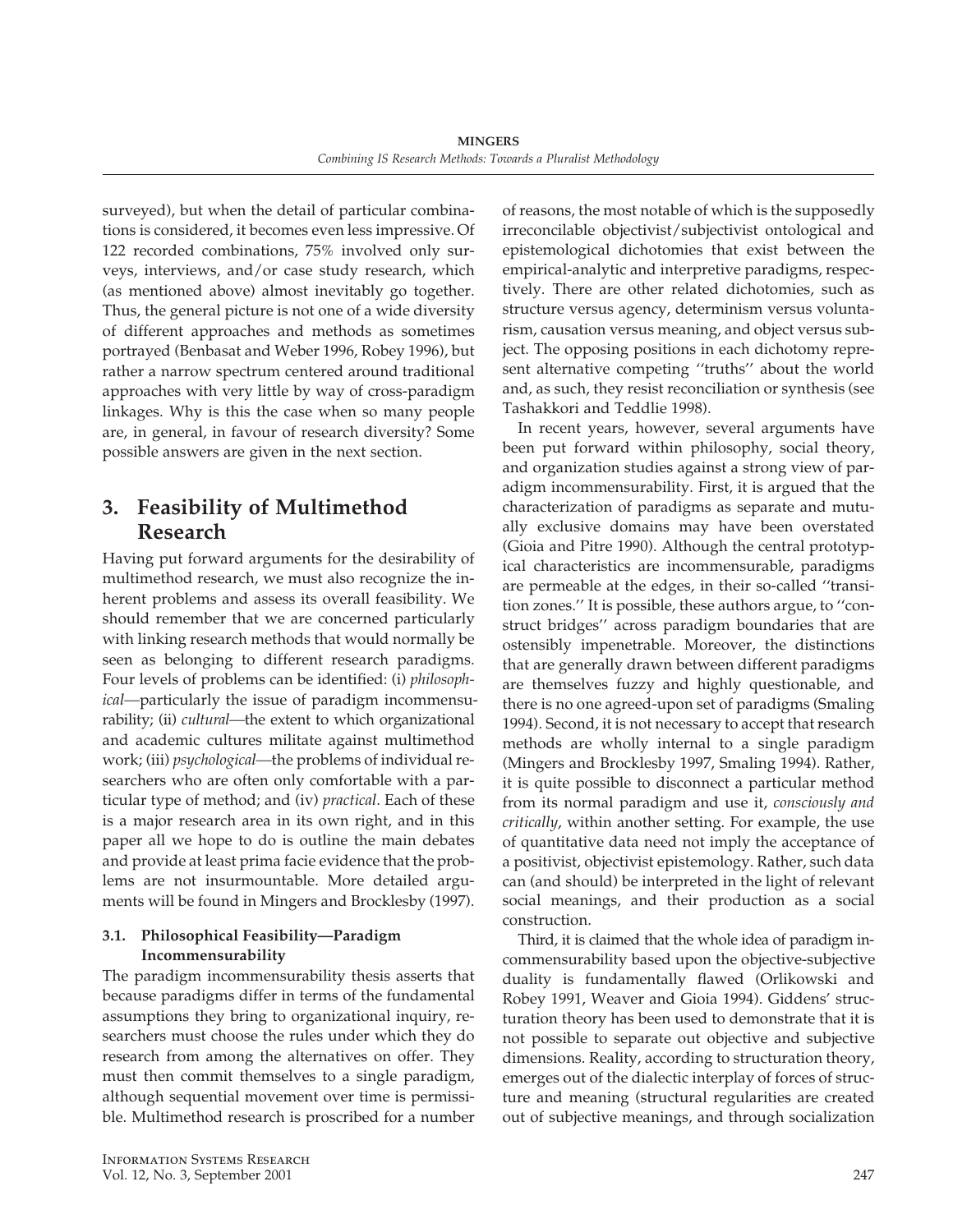surveyed), but when the detail of particular combinations is considered, it becomes even less impressive. Of 122 recorded combinations, 75% involved only surveys, interviews, and/or case study research, which (as mentioned above) almost inevitably go together. Thus, the general picture is not one of a wide diversity of different approaches and methods as sometimes portrayed (Benbasat and Weber 1996, Robey 1996), but rather a narrow spectrum centered around traditional approaches with very little by way of cross-paradigm linkages. Why is this the case when so many people are, in general, in favour of research diversity? Some possible answers are given in the next section.

## 3. Feasibility of Multimethod Research

Having put forward arguments for the desirability of multimethod research, we must also recognize the inherent problems and assess its overall feasibility. We should remember that we are concerned particularly with linking research methods that would normally be seen as belonging to different research paradigms. Four levels of problems can be identified: (i) *philosophical*—particularly the issue of paradigm incommensurability; (ii) *cultural*—the extent to which organizational and academic cultures militate against multimethod work; (iii) *psychological*—the problems of individual researchers who are often only comfortable with a particular type of method; and (iv) *practical*. Each of these is a major research area in its own right, and in this paper all we hope to do is outline the main debates and provide at least prima facie evidence that the problems are not insurmountable. More detailed arguments will be found in Mingers and Brocklesby (1997).

### 3.1. Philosophical Feasibility—Paradigm Incommensurability

The paradigm incommensurability thesis asserts that because paradigms differ in terms of the fundamental assumptions they bring to organizational inquiry, researchers must choose the rules under which they do research from among the alternatives on offer. They must then commit themselves to a single paradigm, although sequential movement over time is permissible. Multimethod research is proscribed for a number of reasons, the most notable of which is the supposedly irreconcilable objectivist/subjectivist ontological and epistemological dichotomies that exist between the empirical-analytic and interpretive paradigms, respectively. There are other related dichotomies, such as structure versus agency, determinism versus voluntarism, causation versus meaning, and object versus subject. The opposing positions in each dichotomy represent alternative competing ''truths'' about the world and, as such, they resist reconciliation or synthesis (see Tashakkori and Teddlie 1998).

In recent years, however, several arguments have been put forward within philosophy, social theory, and organization studies against a strong view of paradigm incommensurability. First, it is argued that the characterization of paradigms as separate and mutually exclusive domains may have been overstated (Gioia and Pitre 1990). Although the central prototypical characteristics are incommensurable, paradigms are permeable at the edges, in their so-called ''transition zones.'' It is possible, these authors argue, to ''construct bridges'' across paradigm boundaries that are ostensibly impenetrable. Moreover, the distinctions that are generally drawn between different paradigms are themselves fuzzy and highly questionable, and there is no one agreed-upon set of paradigms (Smaling 1994). Second, it is not necessary to accept that research methods are wholly internal to a single paradigm (Mingers and Brocklesby 1997, Smaling 1994). Rather, it is quite possible to disconnect a particular method from its normal paradigm and use it, *consciously and critically*, within another setting. For example, the use of quantitative data need not imply the acceptance of a positivist, objectivist epistemology. Rather, such data can (and should) be interpreted in the light of relevant social meanings, and their production as a social construction.

Third, it is claimed that the whole idea of paradigm incommensurability based upon the objective-subjective duality is fundamentally flawed (Orlikowski and Robey 1991, Weaver and Gioia 1994). Giddens' structuration theory has been used to demonstrate that it is not possible to separate out objective and subjective dimensions. Reality, according to structuration theory, emerges out of the dialectic interplay of forces of structure and meaning (structural regularities are created out of subjective meanings, and through socialization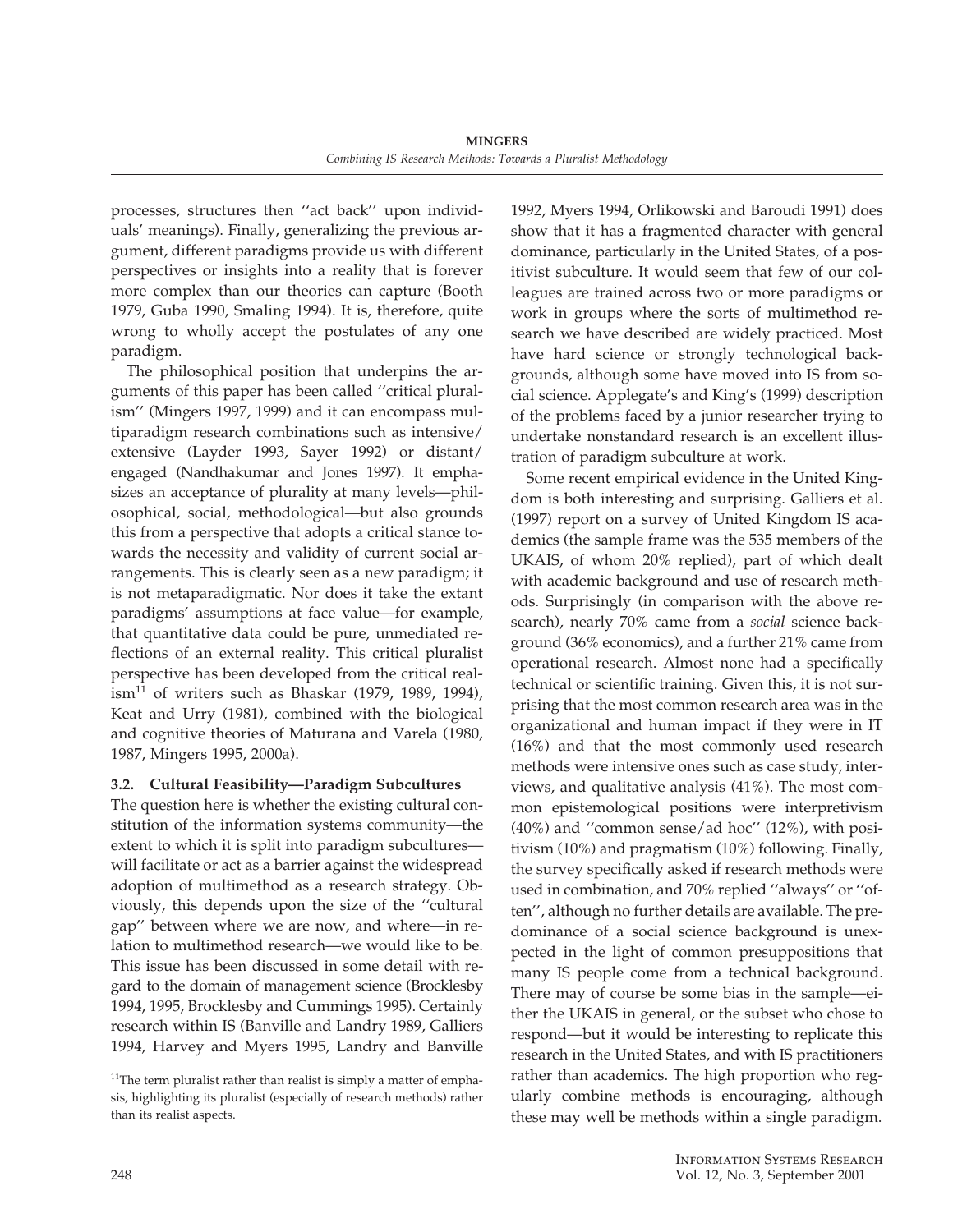processes, structures then "act back" upon individuals' meanings). Finally, generalizing the previous argument, different paradigms provide us with different perspectives or insights into a reality that is forever more complex than our theories can capture (Booth 1979, Guba 1990, Smaling 1994). It is, therefore, quite wrong to wholly accept the postulates of any one paradigm.

The philosophical position that underpins the arguments of this paper has been called "critical pluralism" (Mingers 1997, 1999) and it can encompass multiparadigm research combinations such as intensive/extensive (Layder 1993, Sayer 1992) or distant/engaged (Nandhakumar and Jones 1997). It emphasizes an acceptance of plurality at many levels—philosophical, social, methodological—but also grounds this from a perspective that adopts a critical stance towards the necessity and validity of current social arrangements. This is clearly seen as a new paradigm; it is not metaparadigmatic. Nor does it take the extant paradigms' assumptions at face value—for example, that quantitative data could be pure, unmediated reflections of an external reality. This critical pluralist perspective has been developed from the critical realism[11] of writers such as Bhaskar (1979, 1989, 1994), Keat and Urry (1981), combined with the biological and cognitive theories of Maturana and Varela (1980, 1987, Mingers 1995, 2000a).

### 3.2. Cultural Feasibility—Paradigm Subcultures

The question here is whether the existing cultural constitution of the information systems community—the extent to which it is split into paradigm subcultures—will facilitate or act as a barrier against the widespread adoption of multimethod as a research strategy. Obviously, this depends upon the size of the "cultural gap" between where we are now, and where—in relation to multimethod research—we would like to be. This issue has been discussed in some detail with regard to the domain of management science (Brocklesby 1994, 1995, Brocklesby and Cummings 1995). Certainly research within IS (Banville and Landry 1989, Galliers 1994, Harvey and Myers 1995, Landry and Banville 1992, Myers 1994, Orlikowski and Baroudi 1991) does show that it has a fragmented character with general dominance, particularly in the United States, of a positivist subculture. It would seem that few of our colleagues are trained across two or more paradigms or work in groups where the sorts of multimethod research we have described are widely practiced. Most have hard science or strongly technological backgrounds, although some have moved into IS from social science. Applegate's and King's (1999) description of the problems faced by a junior researcher trying to undertake nonstandard research is an excellent illustration of paradigm subculture at work.

Some recent empirical evidence in the United Kingdom is both interesting and surprising. Galliers et al. (1997) report on a survey of United Kingdom IS academics (the sample frame was the 535 members of the UKAIS, of whom 20% replied), part of which dealt with academic background and use of research methods. Surprisingly (in comparison with the above research), nearly 70% came from a *social* science background (36% economics), and a further 21% came from operational research. Almost none had a specifically technical or scientific training. Given this, it is not surprising that the most common research area was in the organizational and human impact if they were in IT (16%) and that the most commonly used research methods were intensive ones such as case study, interviews, and qualitative analysis (41%). The most common epistemological positions were interpretivism (40%) and "common sense/ad hoc" (12%), with positivism (10%) and pragmatism (10%) following. Finally, the survey specifically asked if research methods were used in combination, and 70% replied "always" or "often", although no further details are available. The predominance of a social science background is unexpected in the light of common presuppositions that many IS people come from a technical background. There may of course be some bias in the sample—either the UKAIS in general, or the subset who chose to respond—but it would be interesting to replicate this research in the United States, and with IS practitioners rather than academics. The high proportion who regularly combine methods is encouraging, although these may well be methods within a single paradigm.

[11] The term pluralist rather than realist is simply a matter of emphasis, highlighting its pluralist (especially of research methods) rather than its realist aspects.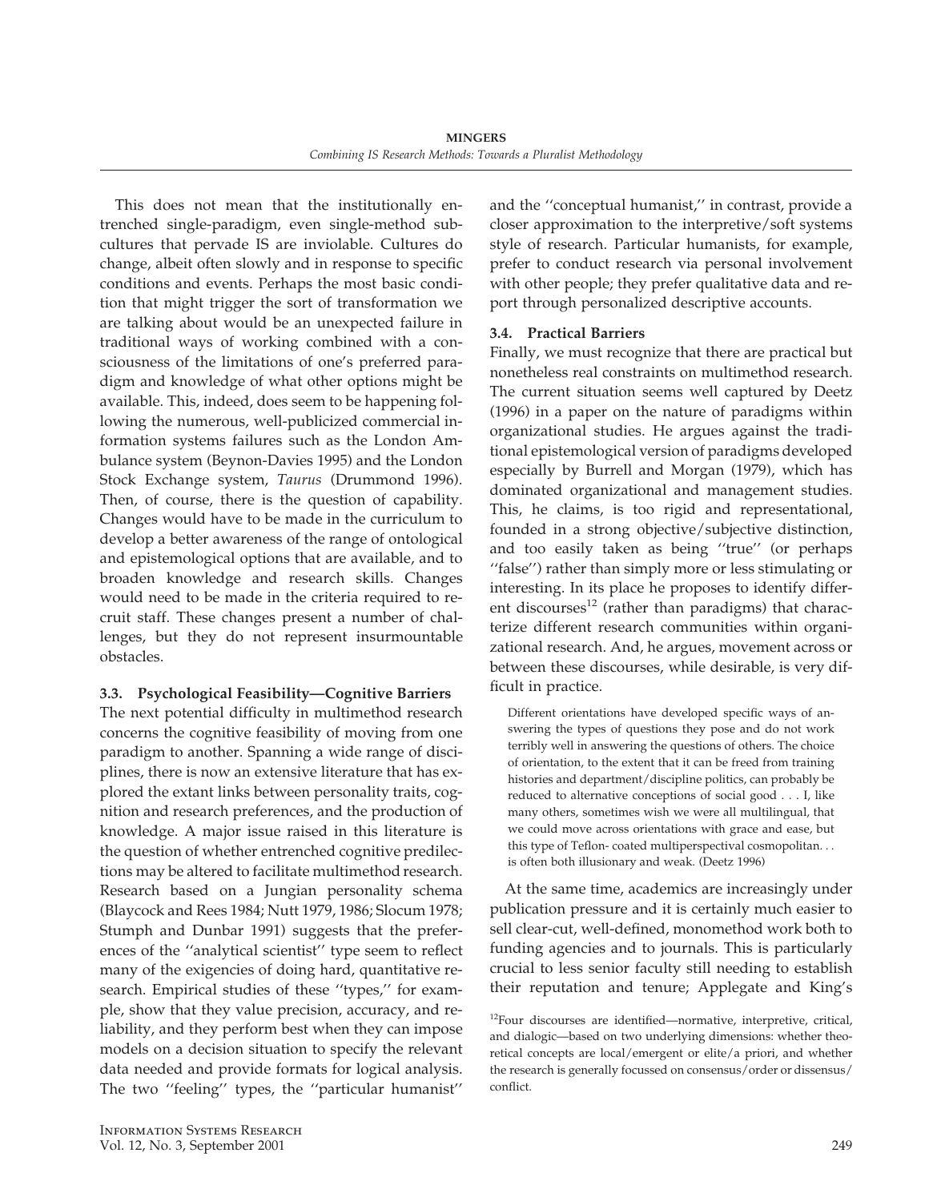This does not mean that the institutionally entrenched single-paradigm, even single-method subcultures that pervade IS are inviolable. Cultures do change, albeit often slowly and in response to specific conditions and events. Perhaps the most basic condition that might trigger the sort of transformation we are talking about would be an unexpected failure in traditional ways of working combined with a consciousness of the limitations of one's preferred paradigm and knowledge of what other options might be available. This, indeed, does seem to be happening following the numerous, well-publicized commercial information systems failures such as the London Ambulance system (Beynon-Davies 1995) and the London Stock Exchange system, *Taurus* (Drummond 1996). Then, of course, there is the question of capability. Changes would have to be made in the curriculum to develop a better awareness of the range of ontological and epistemological options that are available, and to broaden knowledge and research skills. Changes would need to be made in the criteria required to recruit staff. These changes present a number of challenges, but they do not represent insurmountable obstacles.

### 3.3. Psychological Feasibility—Cognitive Barriers

The next potential difficulty in multimethod research concerns the cognitive feasibility of moving from one paradigm to another. Spanning a wide range of disciplines, there is now an extensive literature that has explored the extant links between personality traits, cognition and research preferences, and the production of knowledge. A major issue raised in this literature is the question of whether entrenched cognitive predilections may be altered to facilitate multimethod research. Research based on a Jungian personality schema (Blaycock and Rees 1984; Nutt 1979, 1986; Slocum 1978; Stumph and Dunbar 1991) suggests that the preferences of the ''analytical scientist'' type seem to reflect many of the exigencies of doing hard, quantitative research. Empirical studies of these ''types,'' for example, show that they value precision, accuracy, and reliability, and they perform best when they can impose models on a decision situation to specify the relevant data needed and provide formats for logical analysis. The two ''feeling'' types, the ''particular humanist'' and the ''conceptual humanist,'' in contrast, provide a closer approximation to the interpretive/soft systems style of research. Particular humanists, for example, prefer to conduct research via personal involvement with other people; they prefer qualitative data and report through personalized descriptive accounts.

### 3.4. Practical Barriers

Finally, we must recognize that there are practical but nonetheless real constraints on multimethod research. The current situation seems well captured by Deetz (1996) in a paper on the nature of paradigms within organizational studies. He argues against the traditional epistemological version of paradigms developed especially by Burrell and Morgan (1979), which has dominated organizational and management studies. This, he claims, is too rigid and representational, founded in a strong objective/subjective distinction, and too easily taken as being ''true'' (or perhaps ''false'') rather than simply more or less stimulating or interesting. In its place he proposes to identify different discourses[12] (rather than paradigms) that characterize different research communities within organizational research. And, he argues, movement across or between these discourses, while desirable, is very difficult in practice.

> Different orientations have developed specific ways of answering the types of questions they pose and do not work terribly well in answering the questions of others. The choice of orientation, to the extent that it can be freed from training histories and department/discipline politics, can probably be reduced to alternative conceptions of social good . . . I, like many others, sometimes wish we were all multilingual, that we could move across orientations with grace and ease, but this type of Teflon- coated multiperspectival cosmopolitan. . . is often both illusionary and weak. (Deetz 1996)

At the same time, academics are increasingly under publication pressure and it is certainly much easier to sell clear-cut, well-defined, monomethod work both to funding agencies and to journals. This is particularly crucial to less senior faculty still needing to establish their reputation and tenure; Applegate and King's

[12] Four discourses are identified—normative, interpretive, critical, and dialogic—based on two underlying dimensions: whether theoretical concepts are local/emergent or elite/a priori, and whether the research is generally focussed on consensus/order or dissensus/conflict.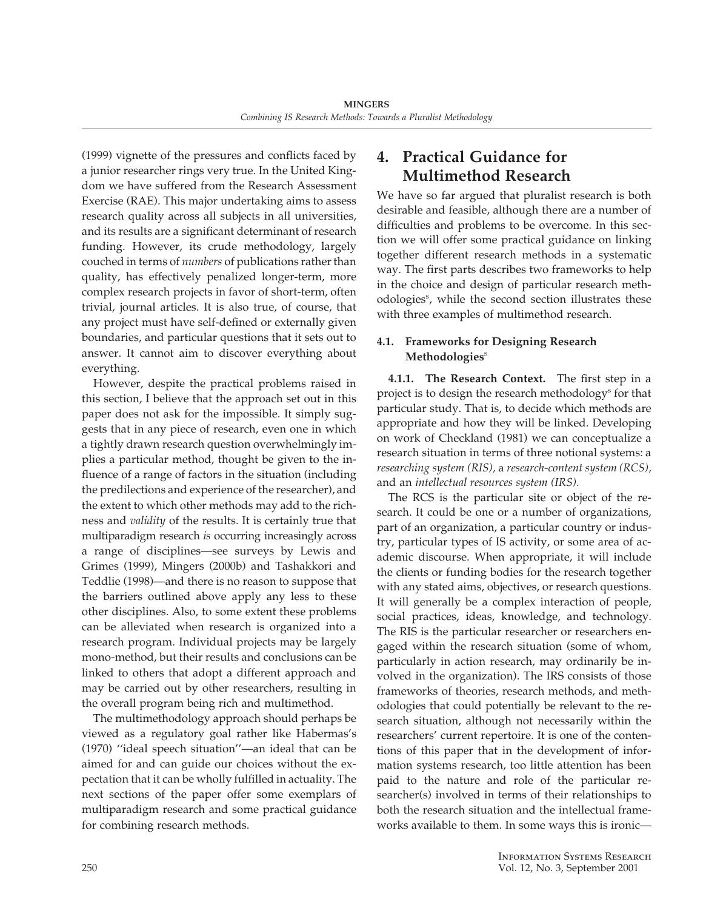(1999) vignette of the pressures and conflicts faced by a junior researcher rings very true. In the United Kingdom we have suffered from the Research Assessment Exercise (RAE). This major undertaking aims to assess research quality across all subjects in all universities, and its results are a significant determinant of research funding. However, its crude methodology, largely couched in terms of *numbers* of publications rather than quality, has effectively penalized longer-term, more complex research projects in favor of short-term, often trivial, journal articles. It is also true, of course, that any project must have self-defined or externally given boundaries, and particular questions that it sets out to answer. It cannot aim to discover everything about everything.

However, despite the practical problems raised in this section, I believe that the approach set out in this paper does not ask for the impossible. It simply suggests that in any piece of research, even one in which a tightly drawn research question overwhelmingly implies a particular method, thought be given to the influence of a range of factors in the situation (including the predilections and experience of the researcher), and the extent to which other methods may add to the richness and *validity* of the results. It is certainly true that multiparadigm research *is* occurring increasingly across a range of disciplines—see surveys by Lewis and Grimes (1999), Mingers (2000b) and Tashakkori and Teddlie (1998)—and there is no reason to suppose that the barriers outlined above apply any less to these other disciplines. Also, to some extent these problems can be alleviated when research is organized into a research program. Individual projects may be largely mono-method, but their results and conclusions can be linked to others that adopt a different approach and may be carried out by other researchers, resulting in the overall program being rich and multimethod.

The multimethodology approach should perhaps be viewed as a regulatory goal rather like Habermas's (1970) ''ideal speech situation''—an ideal that can be aimed for and can guide our choices without the expectation that it can be wholly fulfilled in actuality. The next sections of the paper offer some exemplars of multiparadigm research and some practical guidance for combining research methods.

## 4. Practical Guidance for Multimethod Research

We have so far argued that pluralist research is both desirable and feasible, although there are a number of difficulties and problems to be overcome. In this section we will offer some practical guidance on linking together different research methods in a systematic way. The first parts describes two frameworks to help in the choice and design of particular research methodologies[s], while the second section illustrates these with three examples of multimethod research.

### 4.1. Frameworks for Designing Research Methodologies[s]

**4.1.1. The Research Context.** The first step in a project is to design the research methodology[s] for that particular study. That is, to decide which methods are appropriate and how they will be linked. Developing on work of Checkland (1981) we can conceptualize a research situation in terms of three notional systems: a *researching system (RIS)*, a *research-content system (RCS)*, and an *intellectual resources system (IRS)*.

The RCS is the particular site or object of the research. It could be one or a number of organizations, part of an organization, a particular country or industry, particular types of IS activity, or some area of academic discourse. When appropriate, it will include the clients or funding bodies for the research together with any stated aims, objectives, or research questions. It will generally be a complex interaction of people, social practices, ideas, knowledge, and technology. The RIS is the particular researcher or researchers engaged within the research situation (some of whom, particularly in action research, may ordinarily be involved in the organization). The IRS consists of those frameworks of theories, research methods, and methodologies that could potentially be relevant to the research situation, although not necessarily within the researchers' current repertoire. It is one of the contentions of this paper that in the development of information systems research, too little attention has been paid to the nature and role of the particular researcher(s) involved in terms of their relationships to both the research situation and the intellectual frameworks available to them. In some ways this is ironic—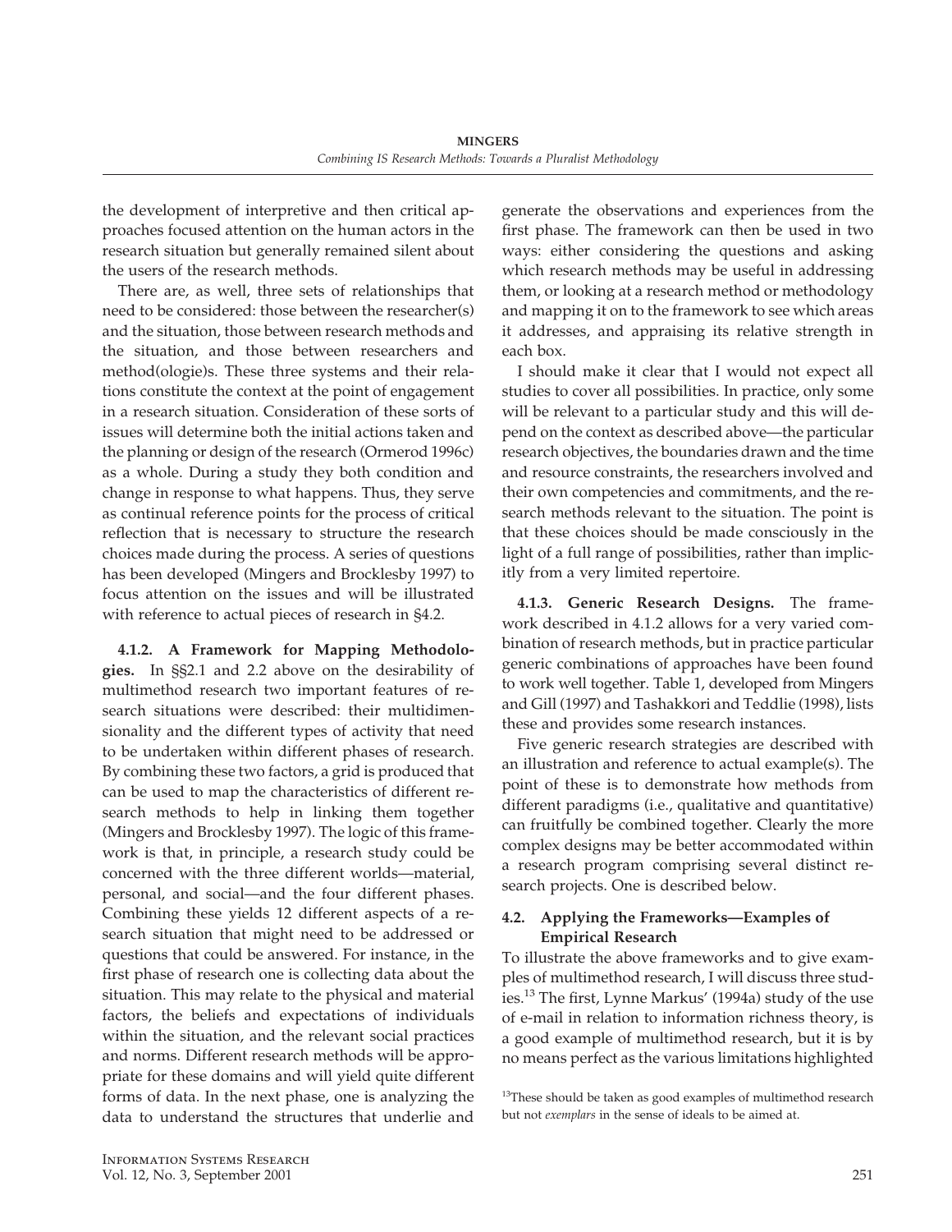the development of interpretive and then critical approaches focused attention on the human actors in the research situation but generally remained silent about the users of the research methods.

There are, as well, three sets of relationships that need to be considered: those between the researcher(s) and the situation, those between research methods and the situation, and those between researchers and method(ologie)s. These three systems and their relations constitute the context at the point of engagement in a research situation. Consideration of these sorts of issues will determine both the initial actions taken and the planning or design of the research (Ormerod 1996c) as a whole. During a study they both condition and change in response to what happens. Thus, they serve as continual reference points for the process of critical reflection that is necessary to structure the research choices made during the process. A series of questions has been developed (Mingers and Brocklesby 1997) to focus attention on the issues and will be illustrated with reference to actual pieces of research in §4.2.

**4.1.2. A Framework for Mapping Methodologies.** In §§2.1 and 2.2 above on the desirability of multimethod research two important features of research situations were described: their multidimensionality and the different types of activity that need to be undertaken within different phases of research. By combining these two factors, a grid is produced that can be used to map the characteristics of different research methods to help in linking them together (Mingers and Brocklesby 1997). The logic of this framework is that, in principle, a research study could be concerned with the three different worlds—material, personal, and social—and the four different phases. Combining these yields 12 different aspects of a research situation that might need to be addressed or questions that could be answered. For instance, in the first phase of research one is collecting data about the situation. This may relate to the physical and material factors, the beliefs and expectations of individuals within the situation, and the relevant social practices and norms. Different research methods will be appropriate for these domains and will yield quite different forms of data. In the next phase, one is analyzing the data to understand the structures that underlie and generate the observations and experiences from the first phase. The framework can then be used in two ways: either considering the questions and asking which research methods may be useful in addressing them, or looking at a research method or methodology and mapping it on to the framework to see which areas it addresses, and appraising its relative strength in each box.

I should make it clear that I would not expect all studies to cover all possibilities. In practice, only some will be relevant to a particular study and this will depend on the context as described above—the particular research objectives, the boundaries drawn and the time and resource constraints, the researchers involved and their own competencies and commitments, and the research methods relevant to the situation. The point is that these choices should be made consciously in the light of a full range of possibilities, rather than implicitly from a very limited repertoire.

**4.1.3. Generic Research Designs.** The framework described in 4.1.2 allows for a very varied combination of research methods, but in practice particular generic combinations of approaches have been found to work well together. Table 1, developed from Mingers and Gill (1997) and Tashakkori and Teddlie (1998), lists these and provides some research instances.

Five generic research strategies are described with an illustration and reference to actual example(s). The point of these is to demonstrate how methods from different paradigms (i.e., qualitative and quantitative) can fruitfully be combined together. Clearly the more complex designs may be better accommodated within a research program comprising several distinct research projects. One is described below.

### 4.2. Applying the Frameworks—Examples of Empirical Research

To illustrate the above frameworks and to give examples of multimethod research, I will discuss three studies.[13] The first, Lynne Markus' (1994a) study of the use of e-mail in relation to information richness theory, is a good example of multimethod research, but it is by no means perfect as the various limitations highlighted

[13]These should be taken as good examples of multimethod research but not *exemplars* in the sense of ideals to be aimed at.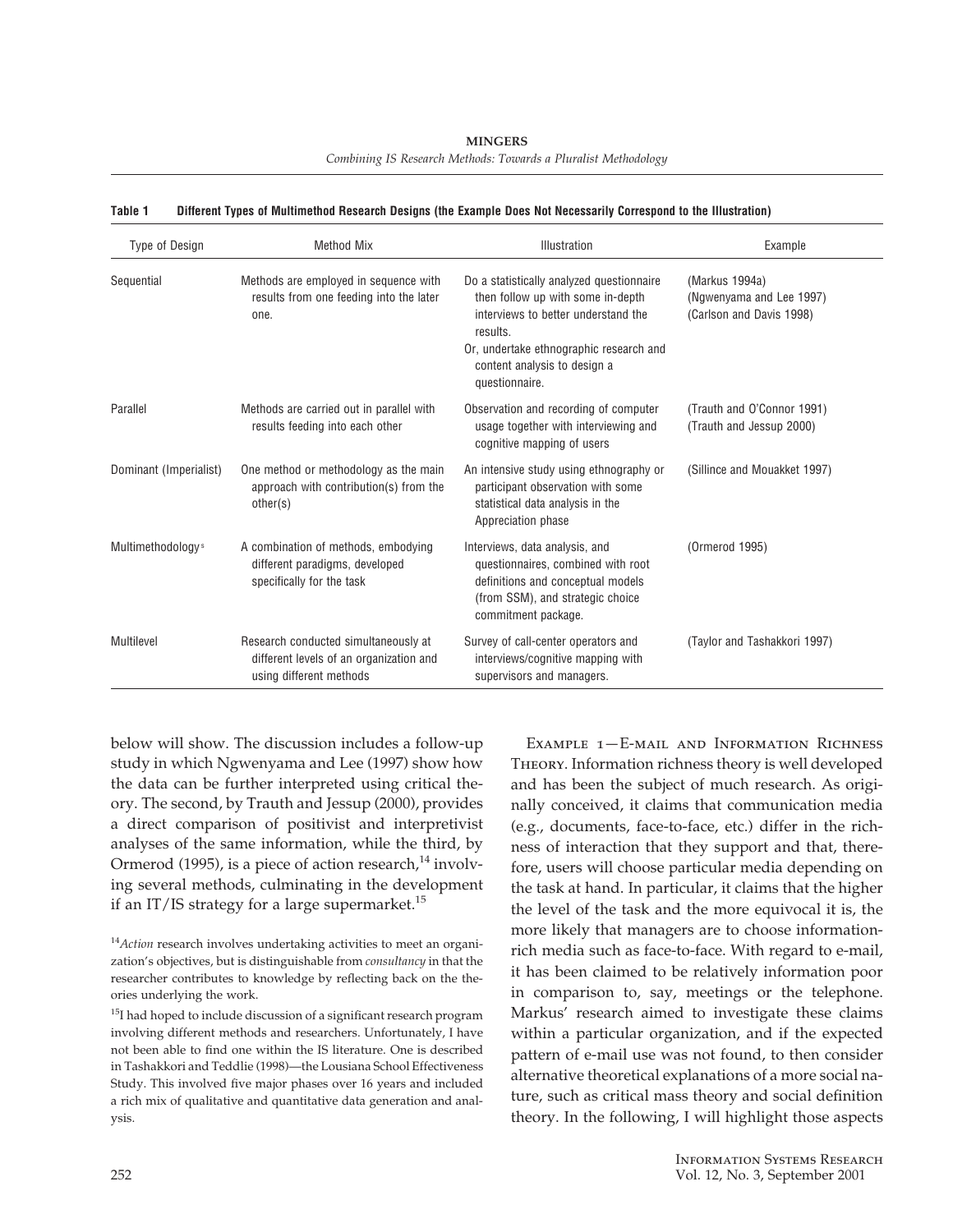**Table 1 Different Types of Multimethod Research Designs (the Example Does Not Necessarily Correspond to the Illustration)**

| Type of Design | Method Mix | Illustration | Example |
|---|---|---|---|
| Sequential | Methods are employed in sequence with results from one feeding into the later one. | Do a statistically analyzed questionnaire then follow up with some in-depth interviews to better understand the results. Or, undertake ethnographic research and content analysis to design a questionnaire. | (Markus 1994a) (Ngwenyama and Lee 1997) (Carlson and Davis 1998) |
| Parallel | Methods are carried out in parallel with results feeding into each other | Observation and recording of computer usage together with interviewing and cognitive mapping of users | (Trauth and O'Connor 1991) (Trauth and Jessup 2000) |
| Dominant (Imperialist) | One method or methodology as the main approach with contribution(s) from the other(s) | An intensive study using ethnography or participant observation with some statistical data analysis in the Appreciation phase | (Sillince and Mouakket 1997) |
| Multimethodology[s] | A combination of methods, embodying different paradigms, developed specifically for the task | Interviews, data analysis, and questionnaires, combined with root definitions and conceptual models (from SSM), and strategic choice commitment package. | (Ormerod 1995) |
| Multilevel | Research conducted simultaneously at different levels of an organization and using different methods | Survey of call-center operators and interviews/cognitive mapping with supervisors and managers. | (Taylor and Tashakkori 1997) |

below will show. The discussion includes a follow-up study in which Ngwenyama and Lee (1997) show how the data can be further interpreted using critical theory. The second, by Trauth and Jessup (2000), provides a direct comparison of positivist and interpretivist analyses of the same information, while the third, by Ormerod (1995), is a piece of action research,[14] involving several methods, culminating in the development if an IT/IS strategy for a large supermarket.[15]

[14] *Action* research involves undertaking activities to meet an organization's objectives, but is distinguishable from *consultancy* in that the researcher contributes to knowledge by reflecting back on the theories underlying the work.

[15] I had hoped to include discussion of a significant research program involving different methods and researchers. Unfortunately, I have not been able to find one within the IS literature. One is described in Tashakkori and Teddlie (1998)—the Lousiana School Effectiveness Study. This involved five major phases over 16 years and included a rich mix of qualitative and quantitative data generation and analysis.

EXAMPLE 1—E-MAIL AND INFORMATION RICHNESS THEORY. Information richness theory is well developed and has been the subject of much research. As originally conceived, it claims that communication media (e.g., documents, face-to-face, etc.) differ in the richness of interaction that they support and that, therefore, users will choose particular media depending on the task at hand. In particular, it claims that the higher the level of the task and the more equivocal it is, the more likely that managers are to choose information-rich media such as face-to-face. With regard to e-mail, it has been claimed to be relatively information poor in comparison to, say, meetings or the telephone. Markus' research aimed to investigate these claims within a particular organization, and if the expected pattern of e-mail use was not found, to then consider alternative theoretical explanations of a more social nature, such as critical mass theory and social definition theory. In the following, I will highlight those aspects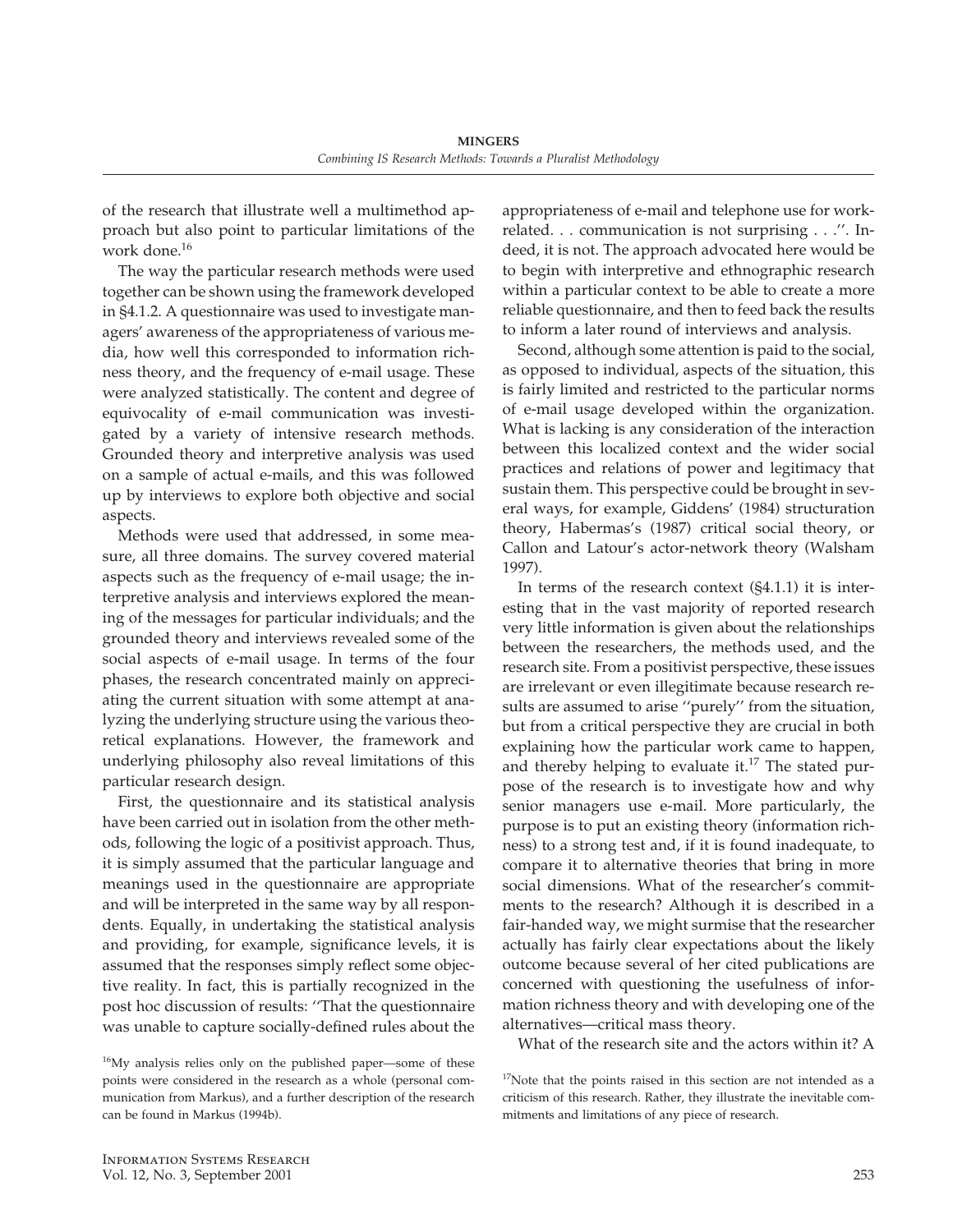of the research that illustrate well a multimethod approach but also point to particular limitations of the work done.[16]

The way the particular research methods were used together can be shown using the framework developed in §4.1.2. A questionnaire was used to investigate managers' awareness of the appropriateness of various media, how well this corresponded to information richness theory, and the frequency of e-mail usage. These were analyzed statistically. The content and degree of equivocality of e-mail communication was investigated by a variety of intensive research methods. Grounded theory and interpretive analysis was used on a sample of actual e-mails, and this was followed up by interviews to explore both objective and social aspects.

Methods were used that addressed, in some measure, all three domains. The survey covered material aspects such as the frequency of e-mail usage; the interpretive analysis and interviews explored the meaning of the messages for particular individuals; and the grounded theory and interviews revealed some of the social aspects of e-mail usage. In terms of the four phases, the research concentrated mainly on appreciating the current situation with some attempt at analyzing the underlying structure using the various theoretical explanations. However, the framework and underlying philosophy also reveal limitations of this particular research design.

First, the questionnaire and its statistical analysis have been carried out in isolation from the other methods, following the logic of a positivist approach. Thus, it is simply assumed that the particular language and meanings used in the questionnaire are appropriate and will be interpreted in the same way by all respondents. Equally, in undertaking the statistical analysis and providing, for example, significance levels, it is assumed that the responses simply reflect some objective reality. In fact, this is partially recognized in the post hoc discussion of results: ''That the questionnaire was unable to capture socially-defined rules about the appropriateness of e-mail and telephone use for work-related. . . communication is not surprising . . .''. Indeed, it is not. The approach advocated here would be to begin with interpretive and ethnographic research within a particular context to be able to create a more reliable questionnaire, and then to feed back the results to inform a later round of interviews and analysis.

Second, although some attention is paid to the social, as opposed to individual, aspects of the situation, this is fairly limited and restricted to the particular norms of e-mail usage developed within the organization. What is lacking is any consideration of the interaction between this localized context and the wider social practices and relations of power and legitimacy that sustain them. This perspective could be brought in several ways, for example, Giddens' (1984) structuration theory, Habermas's (1987) critical social theory, or Callon and Latour's actor-network theory (Walsham 1997).

In terms of the research context (§4.1.1) it is interesting that in the vast majority of reported research very little information is given about the relationships between the researchers, the methods used, and the research site. From a positivist perspective, these issues are irrelevant or even illegitimate because research results are assumed to arise ''purely'' from the situation, but from a critical perspective they are crucial in both explaining how the particular work came to happen, and thereby helping to evaluate it.[17] The stated purpose of the research is to investigate how and why senior managers use e-mail. More particularly, the purpose is to put an existing theory (information richness) to a strong test and, if it is found inadequate, to compare it to alternative theories that bring in more social dimensions. What of the researcher's commitments to the research? Although it is described in a fair-handed way, we might surmise that the researcher actually has fairly clear expectations about the likely outcome because several of her cited publications are concerned with questioning the usefulness of information richness theory and with developing one of the alternatives—critical mass theory.

What of the research site and the actors within it? A

[16]My analysis relies only on the published paper—some of these points were considered in the research as a whole (personal communication from Markus), and a further description of the research can be found in Markus (1994b).

[17]Note that the points raised in this section are not intended as a criticism of this research. Rather, they illustrate the inevitable commitments and limitations of any piece of research.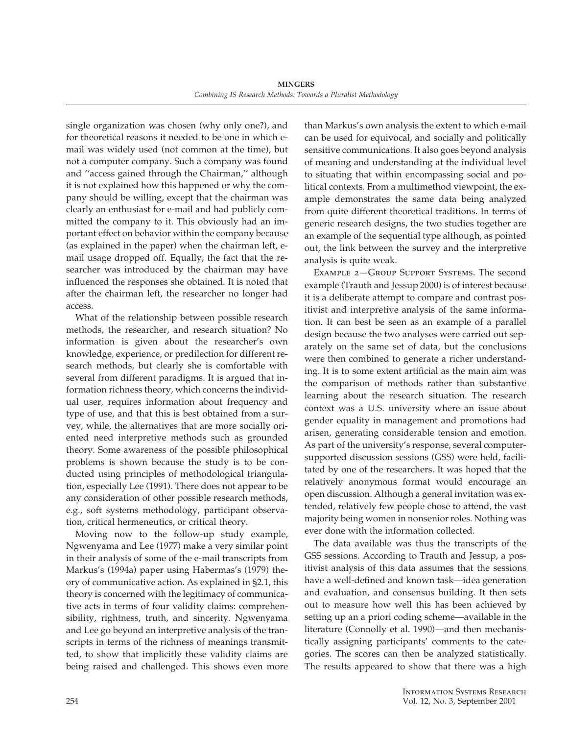single organization was chosen (why only one?), and for theoretical reasons it needed to be one in which e-mail was widely used (not common at the time), but not a computer company. Such a company was found and ''access gained through the Chairman,'' although it is not explained how this happened or why the company should be willing, except that the chairman was clearly an enthusiast for e-mail and had publicly committed the company to it. This obviously had an important effect on behavior within the company because (as explained in the paper) when the chairman left, e-mail usage dropped off. Equally, the fact that the researcher was introduced by the chairman may have influenced the responses she obtained. It is noted that after the chairman left, the researcher no longer had access.

What of the relationship between possible research methods, the researcher, and research situation? No information is given about the researcher's own knowledge, experience, or predilection for different research methods, but clearly she is comfortable with several from different paradigms. It is argued that information richness theory, which concerns the individual user, requires information about frequency and type of use, and that this is best obtained from a survey, while, the alternatives that are more socially oriented need interpretive methods such as grounded theory. Some awareness of the possible philosophical problems is shown because the study is to be conducted using principles of methodological triangulation, especially Lee (1991). There does not appear to be any consideration of other possible research methods, e.g., soft systems methodology, participant observation, critical hermeneutics, or critical theory.

Moving now to the follow-up study example, Ngwenyama and Lee (1977) make a very similar point in their analysis of some of the e-mail transcripts from Markus's (1994a) paper using Habermas's (1979) theory of communicative action. As explained in §2.1, this theory is concerned with the legitimacy of communicative acts in terms of four validity claims: comprehensibility, rightness, truth, and sincerity. Ngwenyama and Lee go beyond an interpretive analysis of the transcripts in terms of the richness of meanings transmitted, to show that implicitly these validity claims are being raised and challenged. This shows even more than Markus's own analysis the extent to which e-mail can be used for equivocal, and socially and politically sensitive communications. It also goes beyond analysis of meaning and understanding at the individual level to situating that within encompassing social and political contexts. From a multimethod viewpoint, the example demonstrates the same data being analyzed from quite different theoretical traditions. In terms of generic research designs, the two studies together are an example of the sequential type although, as pointed out, the link between the survey and the interpretive analysis is quite weak.

Example 2—Group Support Systems. The second example (Trauth and Jessup 2000) is of interest because it is a deliberate attempt to compare and contrast positivist and interpretive analysis of the same information. It can best be seen as an example of a parallel design because the two analyses were carried out separately on the same set of data, but the conclusions were then combined to generate a richer understanding. It is to some extent artificial as the main aim was the comparison of methods rather than substantive learning about the research situation. The research context was a U.S. university where an issue about gender equality in management and promotions had arisen, generating considerable tension and emotion. As part of the university's response, several computer-supported discussion sessions (GSS) were held, facilitated by one of the researchers. It was hoped that the relatively anonymous format would encourage an open discussion. Although a general invitation was extended, relatively few people chose to attend, the vast majority being women in nonsenior roles. Nothing was ever done with the information collected.

The data available was thus the transcripts of the GSS sessions. According to Trauth and Jessup, a positivist analysis of this data assumes that the sessions have a well-defined and known task—idea generation and evaluation, and consensus building. It then sets out to measure how well this has been achieved by setting up an a priori coding scheme—available in the literature (Connolly et al. 1990)—and then mechanistically assigning participants' comments to the categories. The scores can then be analyzed statistically. The results appeared to show that there was a high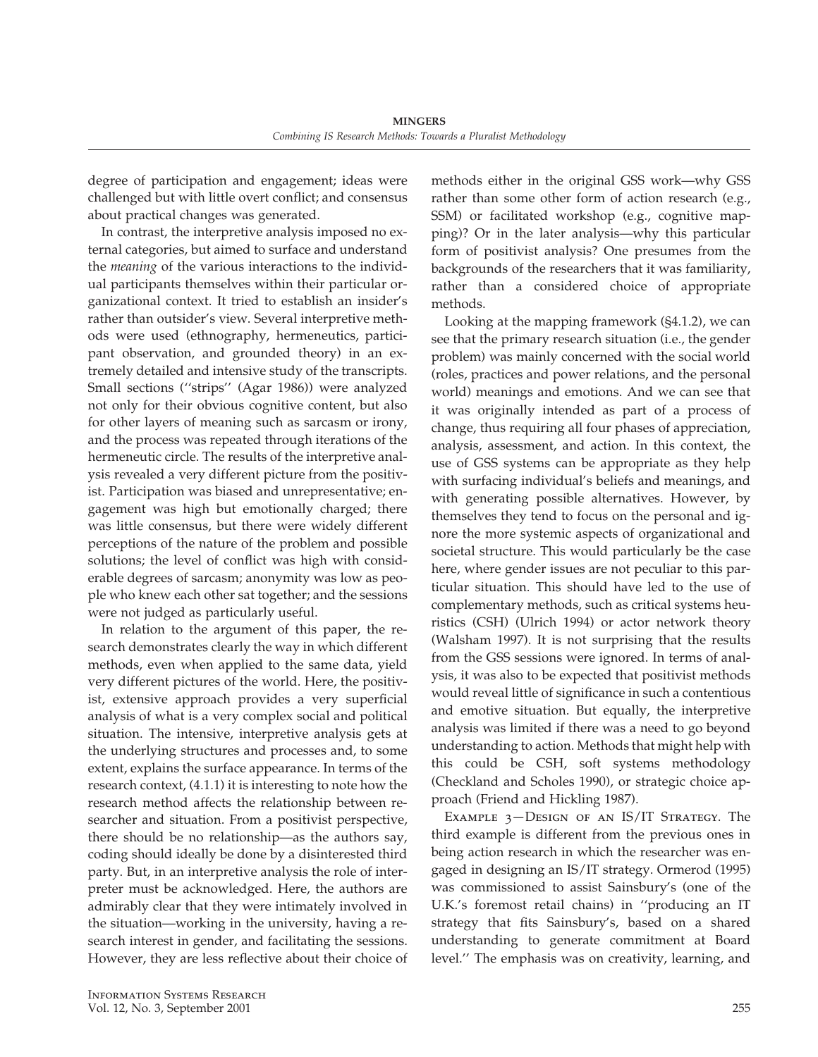degree of participation and engagement; ideas were challenged but with little overt conflict; and consensus about practical changes was generated.

In contrast, the interpretive analysis imposed no external categories, but aimed to surface and understand the *meaning* of the various interactions to the individual participants themselves within their particular organizational context. It tried to establish an insider's rather than outsider's view. Several interpretive methods were used (ethnography, hermeneutics, participant observation, and grounded theory) in an extremely detailed and intensive study of the transcripts. Small sections (''strips'' (Agar 1986)) were analyzed not only for their obvious cognitive content, but also for other layers of meaning such as sarcasm or irony, and the process was repeated through iterations of the hermeneutic circle. The results of the interpretive analysis revealed a very different picture from the positivist. Participation was biased and unrepresentative; engagement was high but emotionally charged; there was little consensus, but there were widely different perceptions of the nature of the problem and possible solutions; the level of conflict was high with considerable degrees of sarcasm; anonymity was low as people who knew each other sat together; and the sessions were not judged as particularly useful.

In relation to the argument of this paper, the research demonstrates clearly the way in which different methods, even when applied to the same data, yield very different pictures of the world. Here, the positivist, extensive approach provides a very superficial analysis of what is a very complex social and political situation. The intensive, interpretive analysis gets at the underlying structures and processes and, to some extent, explains the surface appearance. In terms of the research context, (4.1.1) it is interesting to note how the research method affects the relationship between researcher and situation. From a positivist perspective, there should be no relationship—as the authors say, coding should ideally be done by a disinterested third party. But, in an interpretive analysis the role of interpreter must be acknowledged. Here, the authors are admirably clear that they were intimately involved in the situation—working in the university, having a research interest in gender, and facilitating the sessions. However, they are less reflective about their choice of methods either in the original GSS work—why GSS rather than some other form of action research (e.g., SSM) or facilitated workshop (e.g., cognitive mapping)? Or in the later analysis—why this particular form of positivist analysis? One presumes from the backgrounds of the researchers that it was familiarity, rather than a considered choice of appropriate methods.

Looking at the mapping framework (§4.1.2), we can see that the primary research situation (i.e., the gender problem) was mainly concerned with the social world (roles, practices and power relations, and the personal world) meanings and emotions. And we can see that it was originally intended as part of a process of change, thus requiring all four phases of appreciation, analysis, assessment, and action. In this context, the use of GSS systems can be appropriate as they help with surfacing individual's beliefs and meanings, and with generating possible alternatives. However, by themselves they tend to focus on the personal and ignore the more systemic aspects of organizational and societal structure. This would particularly be the case here, where gender issues are not peculiar to this particular situation. This should have led to the use of complementary methods, such as critical systems heuristics (CSH) (Ulrich 1994) or actor network theory (Walsham 1997). It is not surprising that the results from the GSS sessions were ignored. In terms of analysis, it was also to be expected that positivist methods would reveal little of significance in such a contentious and emotive situation. But equally, the interpretive analysis was limited if there was a need to go beyond understanding to action. Methods that might help with this could be CSH, soft systems methodology (Checkland and Scholes 1990), or strategic choice approach (Friend and Hickling 1987).

Example 3—Design of an IS/IT Strategy. The third example is different from the previous ones in being action research in which the researcher was engaged in designing an IS/IT strategy. Ormerod (1995) was commissioned to assist Sainsbury's (one of the U.K.'s foremost retail chains) in ''producing an IT strategy that fits Sainsbury's, based on a shared understanding to generate commitment at Board level.'' The emphasis was on creativity, learning, and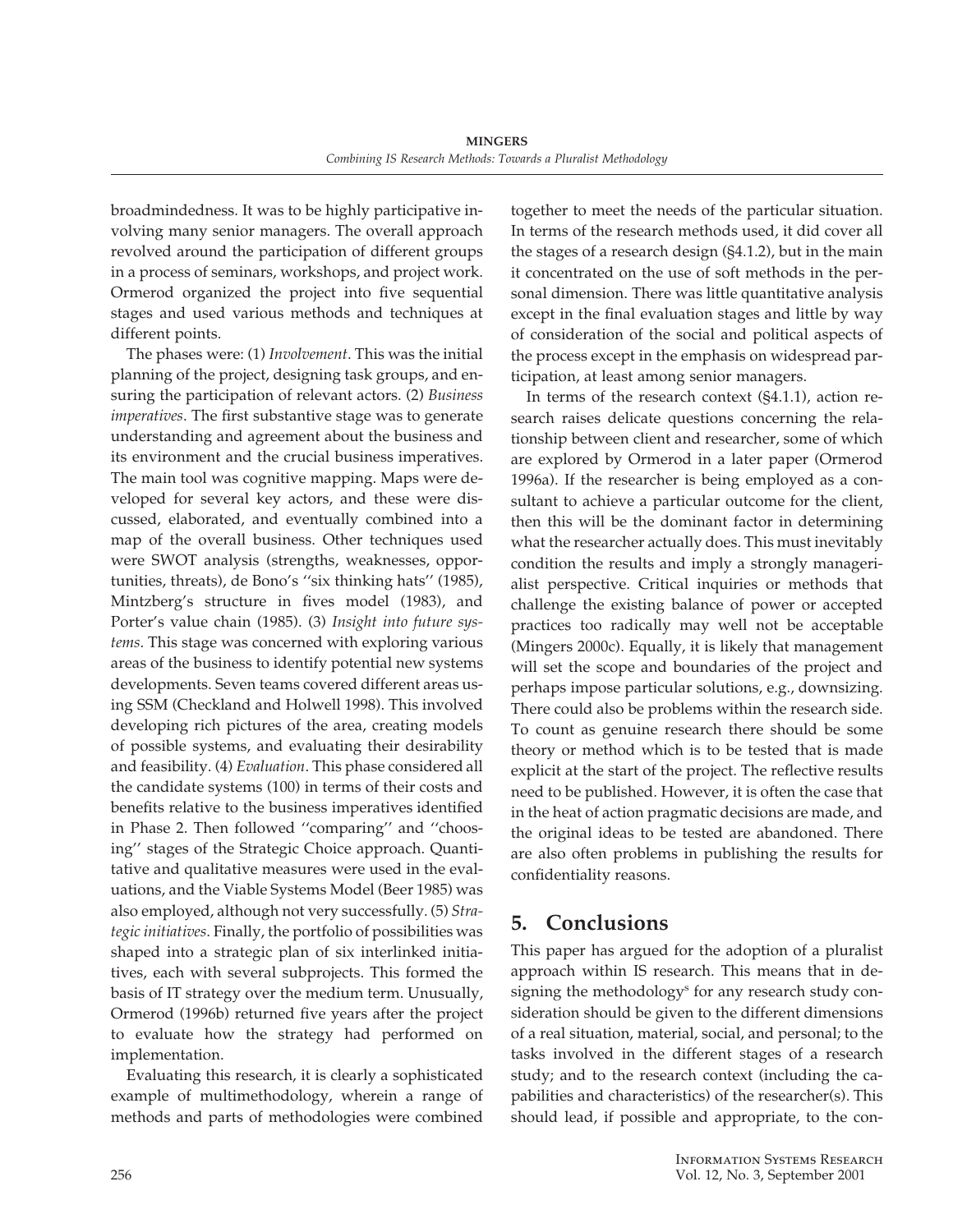broadmindedness. It was to be highly participative involving many senior managers. The overall approach revolved around the participation of different groups in a process of seminars, workshops, and project work. Ormerod organized the project into five sequential stages and used various methods and techniques at different points.

The phases were: (1) *Involvement*. This was the initial planning of the project, designing task groups, and ensuring the participation of relevant actors. (2) *Business imperatives*. The first substantive stage was to generate understanding and agreement about the business and its environment and the crucial business imperatives. The main tool was cognitive mapping. Maps were developed for several key actors, and these were discussed, elaborated, and eventually combined into a map of the overall business. Other techniques used were SWOT analysis (strengths, weaknesses, opportunities, threats), de Bono's ''six thinking hats'' (1985), Mintzberg's structure in fives model (1983), and Porter's value chain (1985). (3) *Insight into future systems*. This stage was concerned with exploring various areas of the business to identify potential new systems developments. Seven teams covered different areas using SSM (Checkland and Holwell 1998). This involved developing rich pictures of the area, creating models of possible systems, and evaluating their desirability and feasibility. (4) *Evaluation*. This phase considered all the candidate systems (100) in terms of their costs and benefits relative to the business imperatives identified in Phase 2. Then followed ''comparing'' and ''choosing'' stages of the Strategic Choice approach. Quantitative and qualitative measures were used in the evaluations, and the Viable Systems Model (Beer 1985) was also employed, although not very successfully. (5) *Strategic initiatives*. Finally, the portfolio of possibilities was shaped into a strategic plan of six interlinked initiatives, each with several subprojects. This formed the basis of IT strategy over the medium term. Unusually, Ormerod (1996b) returned five years after the project to evaluate how the strategy had performed on implementation.

Evaluating this research, it is clearly a sophisticated example of multimethodology, wherein a range of methods and parts of methodologies were combined together to meet the needs of the particular situation. In terms of the research methods used, it did cover all the stages of a research design (§4.1.2), but in the main it concentrated on the use of soft methods in the personal dimension. There was little quantitative analysis except in the final evaluation stages and little by way of consideration of the social and political aspects of the process except in the emphasis on widespread participation, at least among senior managers.

In terms of the research context (§4.1.1), action research raises delicate questions concerning the relationship between client and researcher, some of which are explored by Ormerod in a later paper (Ormerod 1996a). If the researcher is being employed as a consultant to achieve a particular outcome for the client, then this will be the dominant factor in determining what the researcher actually does. This must inevitably condition the results and imply a strongly managerialist perspective. Critical inquiries or methods that challenge the existing balance of power or accepted practices too radically may well not be acceptable (Mingers 2000c). Equally, it is likely that management will set the scope and boundaries of the project and perhaps impose particular solutions, e.g., downsizing. There could also be problems within the research side. To count as genuine research there should be some theory or method which is to be tested that is made explicit at the start of the project. The reflective results need to be published. However, it is often the case that in the heat of action pragmatic decisions are made, and the original ideas to be tested are abandoned. There are also often problems in publishing the results for confidentiality reasons.

## 5. Conclusions

This paper has argued for the adoption of a pluralist approach within IS research. This means that in designing the methodology[s] for any research study consideration should be given to the different dimensions of a real situation, material, social, and personal; to the tasks involved in the different stages of a research study; and to the research context (including the capabilities and characteristics) of the researcher(s). This should lead, if possible and appropriate, to the con-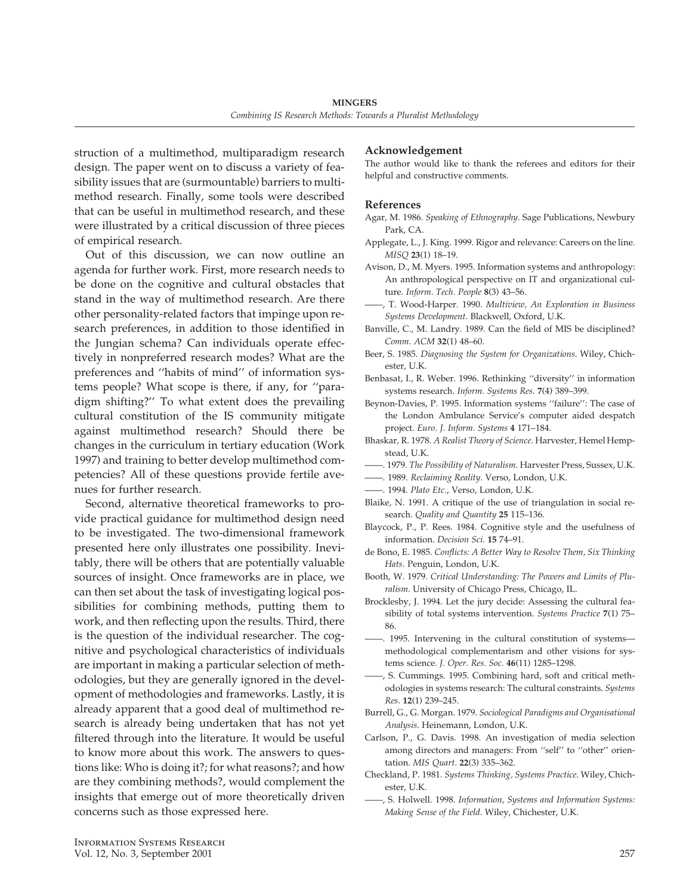struction of a multimethod, multiparadigm research design. The paper went on to discuss a variety of feasibility issues that are (surmountable) barriers to multimethod research. Finally, some tools were described that can be useful in multimethod research, and these were illustrated by a critical discussion of three pieces of empirical research.

Out of this discussion, we can now outline an agenda for further work. First, more research needs to be done on the cognitive and cultural obstacles that stand in the way of multimethod research. Are there other personality-related factors that impinge upon research preferences, in addition to those identified in the Jungian schema? Can individuals operate effectively in nonpreferred research modes? What are the preferences and ''habits of mind'' of information systems people? What scope is there, if any, for ''paradigm shifting?'' To what extent does the prevailing cultural constitution of the IS community mitigate against multimethod research? Should there be changes in the curriculum in tertiary education (Work 1997) and training to better develop multimethod competencies? All of these questions provide fertile avenues for further research.

Second, alternative theoretical frameworks to provide practical guidance for multimethod design need to be investigated. The two-dimensional framework presented here only illustrates one possibility. Inevitably, there will be others that are potentially valuable sources of insight. Once frameworks are in place, we can then set about the task of investigating logical possibilities for combining methods, putting them to work, and then reflecting upon the results. Third, there is the question of the individual researcher. The cognitive and psychological characteristics of individuals are important in making a particular selection of methodologies, but they are generally ignored in the development of methodologies and frameworks. Lastly, it is already apparent that a good deal of multimethod research is already being undertaken that has not yet filtered through into the literature. It would be useful to know more about this work. The answers to questions like: Who is doing it?; for what reasons?; and how are they combining methods?, would complement the insights that emerge out of more theoretically driven concerns such as those expressed here.

### Acknowledgement

The author would like to thank the referees and editors for their helpful and constructive comments.

### References

Agar, M. 1986. *Speaking of Ethnography*. Sage Publications, Newbury Park, CA.

Applegate, L., J. King. 1999. Rigor and relevance: Careers on the line. *MISQ* **23**(1) 18–19.

Avison, D., M. Myers. 1995. Information systems and anthropology: An anthropological perspective on IT and organizational culture. *Inform. Tech. People* **8**(3) 43–56.

——, T. Wood-Harper. 1990. *Multiview, An Exploration in Business Systems Development*. Blackwell, Oxford, U.K.

Banville, C., M. Landry. 1989. Can the field of MIS be disciplined? *Comm. ACM* **32**(1) 48–60.

Beer, S. 1985. *Diagnosing the System for Organizations*. Wiley, Chichester, U.K.

Benbasat, I., R. Weber. 1996. Rethinking ''diversity'' in information systems research. *Inform. Systems Res.* **7**(4) 389–399.

Beynon-Davies, P. 1995. Information systems ''failure'': The case of the London Ambulance Service's computer aided despatch project. *Euro. J. Inform. Systems* **4** 171–184.

Bhaskar, R. 1978. *A Realist Theory of Science*. Harvester, Hemel Hempstead, U.K.

——. 1979. *The Possibility of Naturalism*. Harvester Press, Sussex, U.K.

——. 1989. *Reclaiming Reality*. Verso, London, U.K.

——. 1994. *Plato Etc.*, Verso, London, U.K.

Blaike, N. 1991. A critique of the use of triangulation in social research. *Quality and Quantity* **25** 115–136.

Blaycock, P., P. Rees. 1984. Cognitive style and the usefulness of information. *Decision Sci.* **15** 74–91.

de Bono, E. 1985. *Conflicts: A Better Way to Resolve Them, Six Thinking Hats*. Penguin, London, U.K.

Booth, W. 1979. *Critical Understanding: The Powers and Limits of Pluralism*. University of Chicago Press, Chicago, IL.

Brocklesby, J. 1994. Let the jury decide: Assessing the cultural feasibility of total systems intervention. *Systems Practice* **7**(1) 75–86.

——. 1995. Intervening in the cultural constitution of systems—methodological complementarism and other visions for systems science. *J. Oper. Res. Soc.* **46**(11) 1285–1298.

——, S. Cummings. 1995. Combining hard, soft and critical methodologies in systems research: The cultural constraints. *Systems Res.* **12**(1) 239–245.

Burrell, G., G. Morgan. 1979. *Sociological Paradigms and Organisational Analysis*. Heinemann, London, U.K.

Carlson, P., G. Davis. 1998. An investigation of media selection among directors and managers: From ''self'' to ''other'' orientation. *MIS Quart.* **22**(3) 335–362.

Checkland, P. 1981. *Systems Thinking, Systems Practice*. Wiley, Chichester, U.K.

——, S. Holwell. 1998. *Information, Systems and Information Systems: Making Sense of the Field*. Wiley, Chichester, U.K.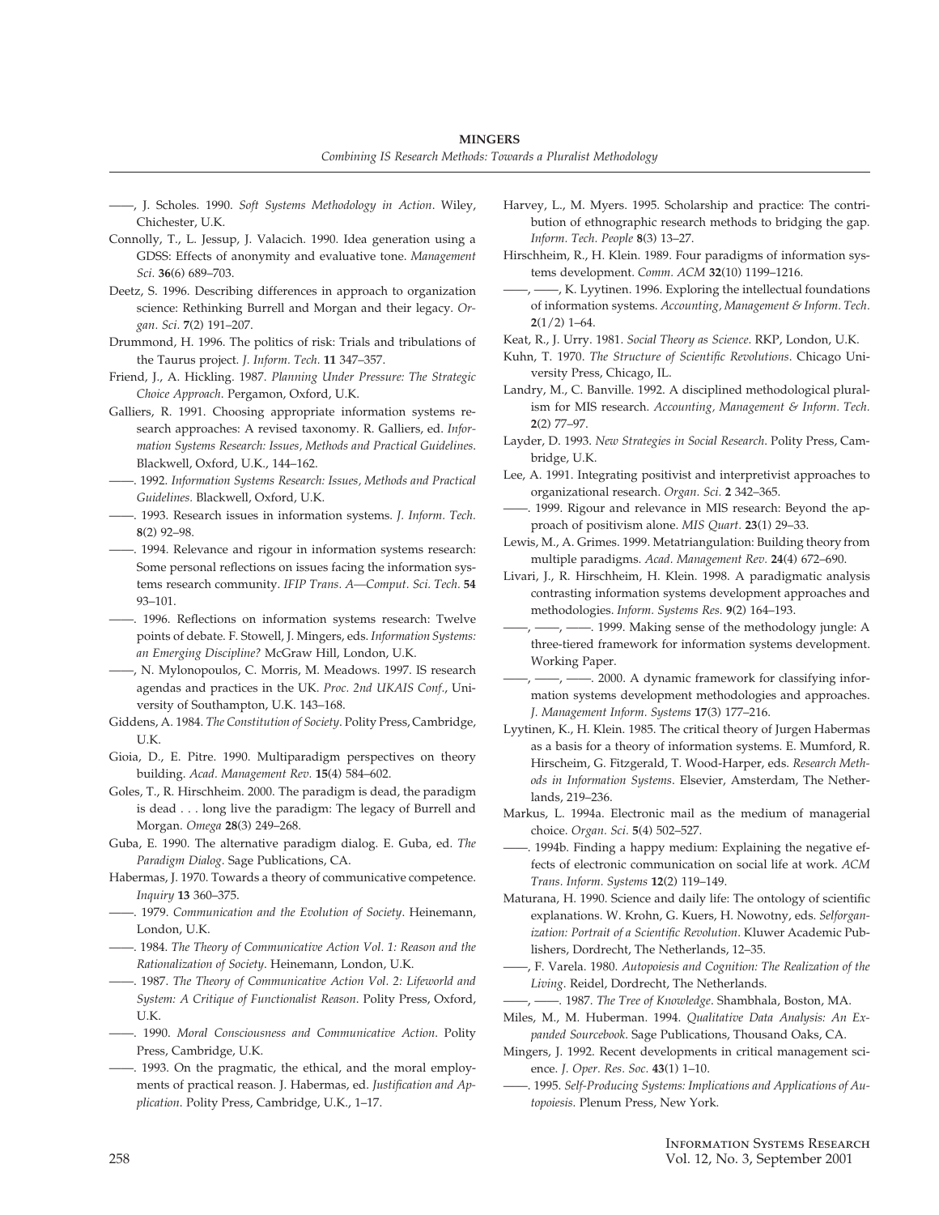——, J. Scholes. 1990. *Soft Systems Methodology in Action*. Wiley, Chichester, U.K.

Connolly, T., L. Jessup, J. Valacich. 1990. Idea generation using a GDSS: Effects of anonymity and evaluative tone. *Management Sci.* **36**(6) 689–703.

Deetz, S. 1996. Describing differences in approach to organization science: Rethinking Burrell and Morgan and their legacy. *Organ. Sci.* **7**(2) 191–207.

Drummond, H. 1996. The politics of risk: Trials and tribulations of the Taurus project. *J. Inform. Tech.* **11** 347–357.

Friend, J., A. Hickling. 1987. *Planning Under Pressure: The Strategic Choice Approach*. Pergamon, Oxford, U.K.

Galliers, R. 1991. Choosing appropriate information systems research approaches: A revised taxonomy. R. Galliers, ed. *Information Systems Research: Issues, Methods and Practical Guidelines*. Blackwell, Oxford, U.K., 144–162.

——. 1992. *Information Systems Research: Issues, Methods and Practical Guidelines*. Blackwell, Oxford, U.K.

——. 1993. Research issues in information systems. *J. Inform. Tech.* **8**(2) 92–98.

——. 1994. Relevance and rigour in information systems research: Some personal reflections on issues facing the information systems research community. *IFIP Trans. A—Comput. Sci. Tech.* **54** 93–101.

——. 1996. Reflections on information systems research: Twelve points of debate. F. Stowell, J. Mingers, eds. *Information Systems: an Emerging Discipline?* McGraw Hill, London, U.K.

——, N. Mylonopoulos, C. Morris, M. Meadows. 1997. IS research agendas and practices in the UK. *Proc. 2nd UKAIS Conf.*, University of Southampton, U.K. 143–168.

Giddens, A. 1984. *The Constitution of Society*. Polity Press, Cambridge, U.K.

Gioia, D., E. Pitre. 1990. Multiparadigm perspectives on theory building. *Acad. Management Rev.* **15**(4) 584–602.

Goles, T., R. Hirschheim. 2000. The paradigm is dead, the paradigm is dead . . . long live the paradigm: The legacy of Burrell and Morgan. *Omega* **28**(3) 249–268.

Guba, E. 1990. The alternative paradigm dialog. E. Guba, ed. *The Paradigm Dialog*. Sage Publications, CA.

Habermas, J. 1970. Towards a theory of communicative competence. *Inquiry* **13** 360–375.

——. 1979. *Communication and the Evolution of Society*. Heinemann, London, U.K.

——. 1984. *The Theory of Communicative Action Vol. 1: Reason and the Rationalization of Society*. Heinemann, London, U.K.

——. 1987. *The Theory of Communicative Action Vol. 2: Lifeworld and System: A Critique of Functionalist Reason*. Polity Press, Oxford, U.K.

——. 1990. *Moral Consciousness and Communicative Action*. Polity Press, Cambridge, U.K.

——. 1993. On the pragmatic, the ethical, and the moral employments of practical reason. J. Habermas, ed. *Justification and Application*. Polity Press, Cambridge, U.K., 1–17.

Harvey, L., M. Myers. 1995. Scholarship and practice: The contribution of ethnographic research methods to bridging the gap. *Inform. Tech. People* **8**(3) 13–27.

Hirschheim, R., H. Klein. 1989. Four paradigms of information systems development. *Comm. ACM* **32**(10) 1199–1216.

——, ——, K. Lyytinen. 1996. Exploring the intellectual foundations of information systems. *Accounting, Management & Inform. Tech.* **2**(1/2) 1–64.

Keat, R., J. Urry. 1981. *Social Theory as Science*. RKP, London, U.K.

Kuhn, T. 1970. *The Structure of Scientific Revolutions*. Chicago University Press, Chicago, IL.

Landry, M., C. Banville. 1992. A disciplined methodological pluralism for MIS research. *Accounting, Management & Inform. Tech.* **2**(2) 77–97.

Layder, D. 1993. *New Strategies in Social Research*. Polity Press, Cambridge, U.K.

Lee, A. 1991. Integrating positivist and interpretivist approaches to organizational research. *Organ. Sci.* **2** 342–365.

——. 1999. Rigour and relevance in MIS research: Beyond the approach of positivism alone. *MIS Quart.* **23**(1) 29–33.

Lewis, M., A. Grimes. 1999. Metatriangulation: Building theory from multiple paradigms. *Acad. Management Rev.* **24**(4) 672–690.

Livari, J., R. Hirschheim, H. Klein. 1998. A paradigmatic analysis contrasting information systems development approaches and methodologies. *Inform. Systems Res.* **9**(2) 164–193.

——, ——, ——. 1999. Making sense of the methodology jungle: A three-tiered framework for information systems development. Working Paper.

——, ——, ——. 2000. A dynamic framework for classifying information systems development methodologies and approaches. *J. Management Inform. Systems* **17**(3) 177–216.

Lyytinen, K., H. Klein. 1985. The critical theory of Jurgen Habermas as a basis for a theory of information systems. E. Mumford, R. Hirschheim, G. Fitzgerald, T. Wood-Harper, eds. *Research Methods in Information Systems*. Elsevier, Amsterdam, The Netherlands, 219–236.

Markus, L. 1994a. Electronic mail as the medium of managerial choice. *Organ. Sci.* **5**(4) 502–527.

——. 1994b. Finding a happy medium: Explaining the negative effects of electronic communication on social life at work. *ACM Trans. Inform. Systems* **12**(2) 119–149.

Maturana, H. 1990. Science and daily life: The ontology of scientific explanations. W. Krohn, G. Kuers, H. Nowotny, eds. *Selforganization: Portrait of a Scientific Revolution*. Kluwer Academic Publishers, Dordrecht, The Netherlands, 12–35.

——, F. Varela. 1980. *Autopoiesis and Cognition: The Realization of the Living*. Reidel, Dordrecht, The Netherlands.

——, ——. 1987. *The Tree of Knowledge*. Shambhala, Boston, MA.

Miles, M., M. Huberman. 1994. *Qualitative Data Analysis: An Expanded Sourcebook*. Sage Publications, Thousand Oaks, CA.

Mingers, J. 1992. Recent developments in critical management science. *J. Oper. Res. Soc.* **43**(1) 1–10.

——. 1995. *Self-Producing Systems: Implications and Applications of Autopoiesis*. Plenum Press, New York.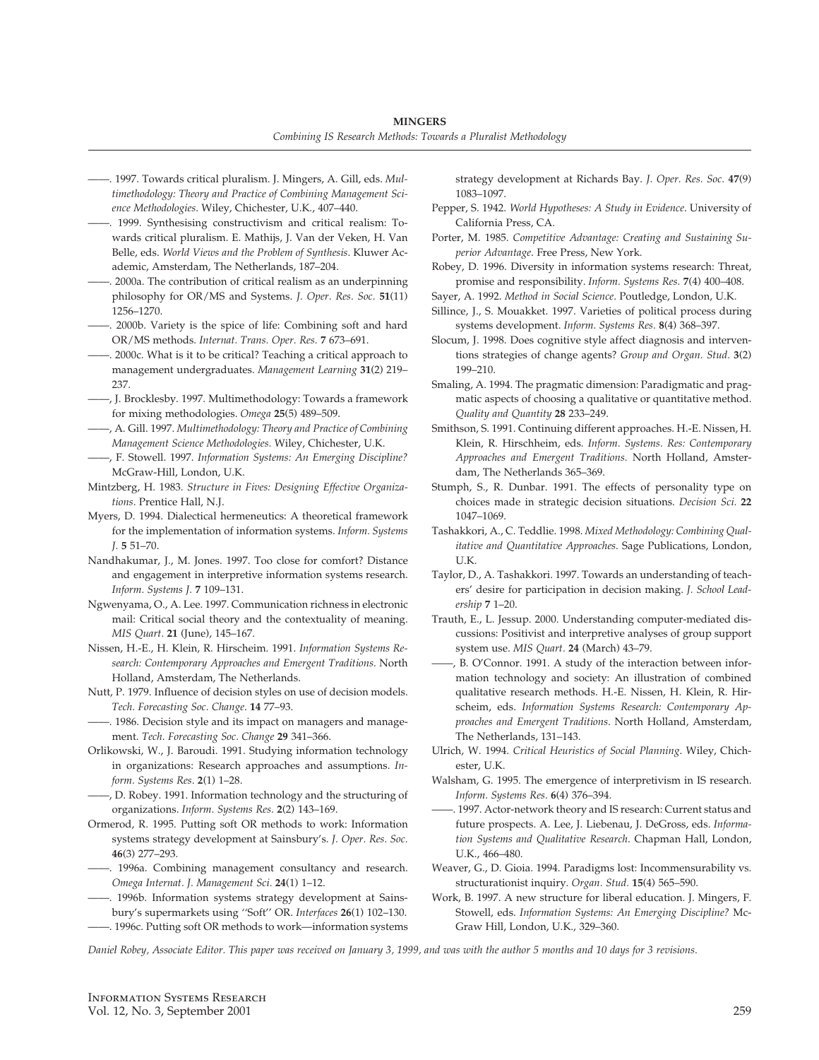——. 1997. Towards critical pluralism. J. Mingers, A. Gill, eds. *Multimethodology: Theory and Practice of Combining Management Science Methodologies*. Wiley, Chichester, U.K., 407–440.

——. 1999. Synthesising constructivism and critical realism: Towards critical pluralism. E. Mathijs, J. Van der Veken, H. Van Belle, eds. *World Views and the Problem of Synthesis*. Kluwer Academic, Amsterdam, The Netherlands, 187–204.

——. 2000a. The contribution of critical realism as an underpinning philosophy for OR/MS and Systems. *J. Oper. Res. Soc.* **51**(11) 1256–1270.

——. 2000b. Variety is the spice of life: Combining soft and hard OR/MS methods. *Internat. Trans. Oper. Res.* **7** 673–691.

——. 2000c. What is it to be critical? Teaching a critical approach to management undergraduates. *Management Learning* **31**(2) 219–237.

——, J. Brocklesby. 1997. Multimethodology: Towards a framework for mixing methodologies. *Omega* **25**(5) 489–509.

——, A. Gill. 1997. *Multimethodology: Theory and Practice of Combining Management Science Methodologies.* Wiley, Chichester, U.K.

——, F. Stowell. 1997. *Information Systems: An Emerging Discipline?* McGraw-Hill, London, U.K.

Mintzberg, H. 1983. *Structure in Fives: Designing Effective Organizations*. Prentice Hall, N.J.

Myers, D. 1994. Dialectical hermeneutics: A theoretical framework for the implementation of information systems. *Inform. Systems J.* **5** 51–70.

Nandhakumar, J., M. Jones. 1997. Too close for comfort? Distance and engagement in interpretive information systems research. *Inform. Systems J.* **7** 109–131.

Ngwenyama, O., A. Lee. 1997. Communication richness in electronic mail: Critical social theory and the contextuality of meaning. *MIS Quart.* **21** (June), 145–167.

Nissen, H.-E., H. Klein, R. Hirscheim. 1991. *Information Systems Research: Contemporary Approaches and Emergent Traditions.* North Holland, Amsterdam, The Netherlands.

Nutt, P. 1979. Influence of decision styles on use of decision models. *Tech. Forecasting Soc. Change*. **14** 77–93.

——. 1986. Decision style and its impact on managers and management. *Tech. Forecasting Soc. Change* **29** 341–366.

Orlikowski, W., J. Baroudi. 1991. Studying information technology in organizations: Research approaches and assumptions. *Inform. Systems Res.* **2**(1) 1–28.

——, D. Robey. 1991. Information technology and the structuring of organizations. *Inform. Systems Res.* **2**(2) 143–169.

Ormerod, R. 1995. Putting soft OR methods to work: Information systems strategy development at Sainsbury's. *J. Oper. Res. Soc.* **46**(3) 277–293.

——. 1996a. Combining management consultancy and research. *Omega Internat. J. Management Sci.* **24**(1) 1–12.

——. 1996b. Information systems strategy development at Sainsbury's supermarkets using ''Soft'' OR. *Interfaces* **26**(1) 102–130.

——. 1996c. Putting soft OR methods to work—information systems strategy development at Richards Bay. *J. Oper. Res. Soc.* **47**(9) 1083–1097.

Pepper, S. 1942. *World Hypotheses: A Study in Evidence*. University of California Press, CA.

Porter, M. 1985. *Competitive Advantage: Creating and Sustaining Superior Advantage*. Free Press, New York.

Robey, D. 1996. Diversity in information systems research: Threat, promise and responsibility. *Inform. Systems Res.* **7**(4) 400–408.

Sayer, A. 1992. *Method in Social Science*. Poutledge, London, U.K.

Sillince, J., S. Mouakket. 1997. Varieties of political process during systems development. *Inform. Systems Res.* **8**(4) 368–397.

Slocum, J. 1998. Does cognitive style affect diagnosis and interventions strategies of change agents? *Group and Organ. Stud.* **3**(2) 199–210.

Smaling, A. 1994. The pragmatic dimension: Paradigmatic and pragmatic aspects of choosing a qualitative or quantitative method. *Quality and Quantity* **28** 233–249.

Smithson, S. 1991. Continuing different approaches. H.-E. Nissen, H. Klein, R. Hirschheim, eds. *Inform. Systems. Res: Contemporary Approaches and Emergent Traditions*. North Holland, Amsterdam, The Netherlands 365–369.

Stumph, S., R. Dunbar. 1991. The effects of personality type on choices made in strategic decision situations. *Decision Sci.* **22** 1047–1069.

Tashakkori, A., C. Teddlie. 1998. *Mixed Methodology: Combining Qualitative and Quantitative Approaches*. Sage Publications, London, U.K.

Taylor, D., A. Tashakkori. 1997. Towards an understanding of teachers' desire for participation in decision making. *J. School Leadership* **7** 1–20.

Trauth, E., L. Jessup. 2000. Understanding computer-mediated discussions: Positivist and interpretive analyses of group support system use. *MIS Quart.* **24** (March) 43–79.

——, B. O'Connor. 1991. A study of the interaction between information technology and society: An illustration of combined qualitative research methods. H.-E. Nissen, H. Klein, R. Hirscheim, eds. *Information Systems Research: Contemporary Approaches and Emergent Traditions*. North Holland, Amsterdam, The Netherlands, 131–143.

Ulrich, W. 1994. *Critical Heuristics of Social Planning*. Wiley, Chichester, U.K.

Walsham, G. 1995. The emergence of interpretivism in IS research. *Inform. Systems Res*. **6**(4) 376–394.

——. 1997. Actor-network theory and IS research: Current status and future prospects. A. Lee, J. Liebenau, J. DeGross, eds. *Information Systems and Qualitative Research*. Chapman Hall, London, U.K., 466–480.

Weaver, G., D. Gioia. 1994. Paradigms lost: Incommensurability vs. structurationist inquiry. *Organ. Stud.* **15**(4) 565–590.

Work, B. 1997. A new structure for liberal education. J. Mingers, F. Stowell, eds. *Information Systems: An Emerging Discipline?* McGraw Hill, London, U.K., 329–360.

*Daniel Robey, Associate Editor. This paper was received on January 3, 1999, and was with the author 5 months and 10 days for 3 revisions.*